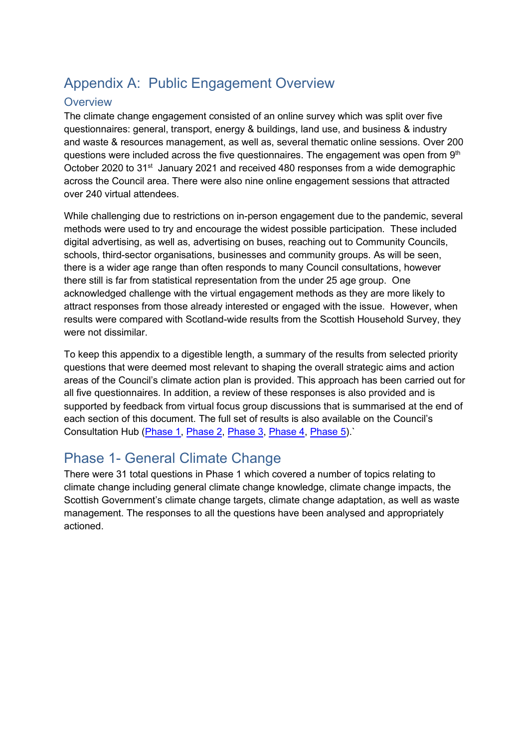# Appendix A: Public Engagement Overview

## Overview

The climate change engagement consisted of an online survey which was split over five questionnaires: general, transport, energy & buildings, land use, and business & industry and waste & resources management, as well as, several thematic online sessions. Over 200 questions were included across the five questionnaires. The engagement was open from 9th October 2020 to 31st January 2021 and received 480 responses from a wide demographic across the Council area. There were also nine online engagement sessions that attracted over 240 virtual attendees.

While challenging due to restrictions on in-person engagement due to the pandemic, several methods were used to try and encourage the widest possible participation. These included digital advertising, as well as, advertising on buses, reaching out to Community Councils, schools, third-sector organisations, businesses and community groups. As will be seen, there is a wider age range than often responds to many Council consultations, however there still is far from statistical representation from the under 25 age group. One acknowledged challenge with the virtual engagement methods as they are more likely to attract responses from those already interested or engaged with the issue. However, when results were compared with Scotland-wide results from the Scottish Household Survey, they were not dissimilar.

To keep this appendix to a digestible length, a summary of the results from selected priority questions that were deemed most relevant to shaping the overall strategic aims and action areas of the Council's climate action plan is provided. This approach has been carried out for all five questionnaires. In addition, a review of these responses is also provided and is supported by feedback from virtual focus group discussions that is summarised at the end of each section of this document. The full set of results is also available on the Council's Consultation Hub (Phase 1, Phase 2, Phase 3, Phase 4, Phase 5).`

## Phase 1- General Climate Change

There were 31 total questions in Phase 1 which covered a number of topics relating to climate change including general climate change knowledge, climate change impacts, the Scottish Government's climate change targets, climate change adaptation, as well as waste management. The responses to all the questions have been analysed and appropriately actioned.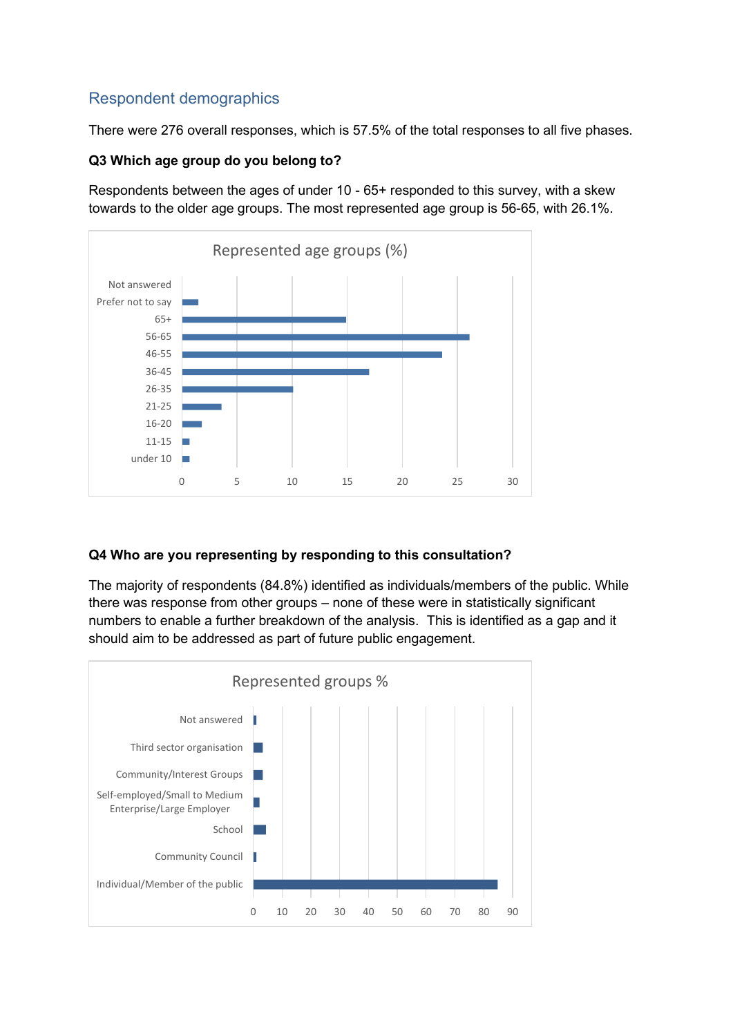## Respondent demographics

There were 276 overall responses, which is 57.5% of the total responses to all five phases.

**Q3 Which age group do you belong to?**

Respondents between the ages of under 10 - 65+ responded to this survey, with a skew towards to the older age groups. The most represented age group is 56-65, with 26.1%.

Represented age groups (%)

Not answered
Prefer not to say
65+
56-65
46-55
36-45
26-35
21-25
16-20
11-15
under 10

0 5 10 15 20 25 30

**Q4 Who are you representing by responding to this consultation?**

The majority of respondents (84.8%) identified as individuals/members of the public. While there was response from other groups – none of these were in statistically significant numbers to enable a further breakdown of the analysis. This is identified as a gap and it should aim to be addressed as part of future public engagement.

Represented groups %

Not answered
Third sector organisation
Community/Interest Groups
Self-employed/Small to Medium Enterprise/Large Employer
School
Community Council
Individual/Member of the public

0 10 20 30 40 50 60 70 80 90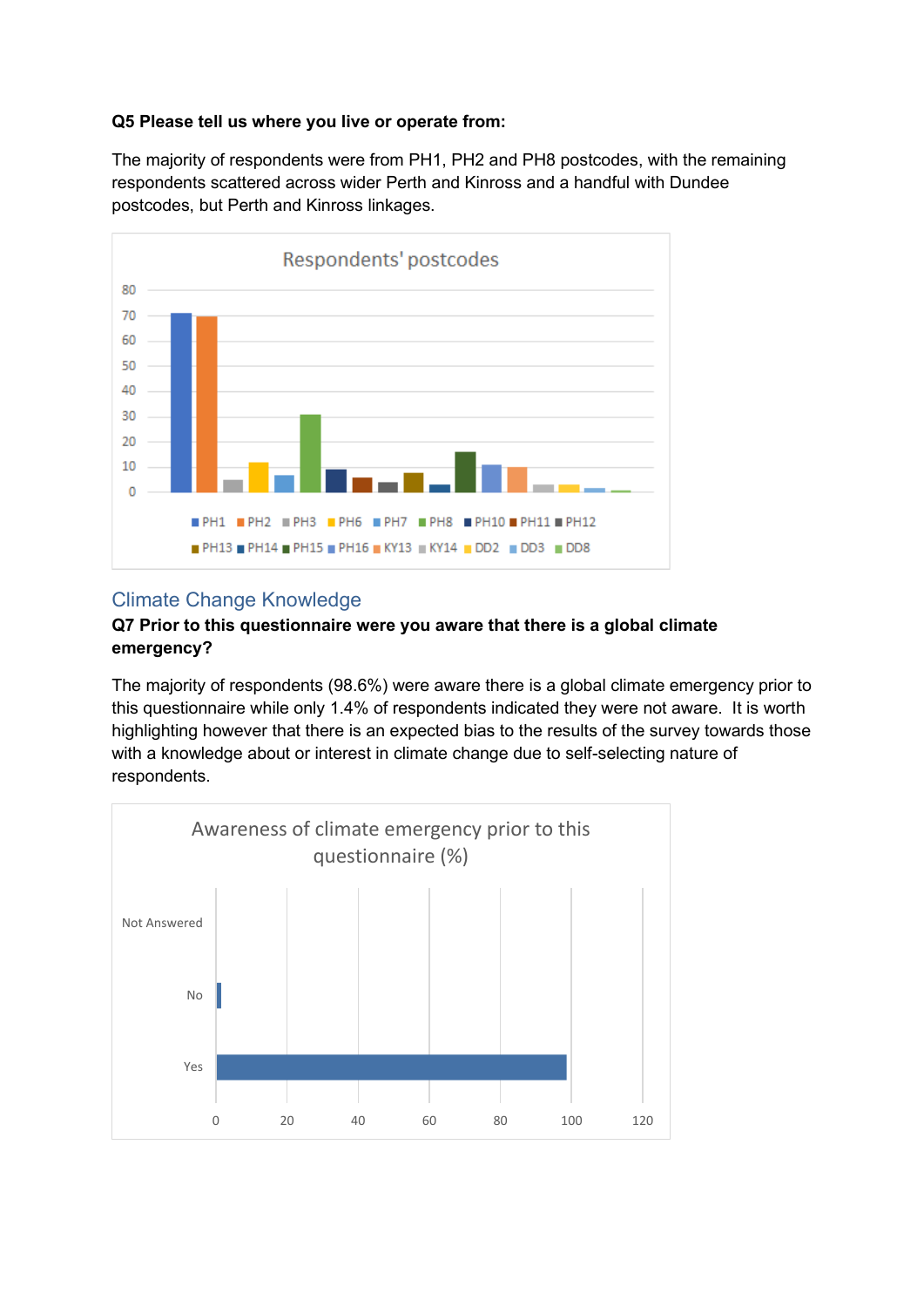**Q5 Please tell us where you live or operate from:**

The majority of respondents were from PH1, PH2 and PH8 postcodes, with the remaining respondents scattered across wider Perth and Kinross and a handful with Dundee postcodes, but Perth and Kinross linkages.

Respondents' postcodes

80
70
60
50
40
30
20
10
0

PH1 PH2 PH3 PH6 PH7 PH8 PH10 PH11 PH12
PH13 PH14 PH15 PH16 KY13 KY14 DD2 DD3 DD8

## Climate Change Knowledge

**Q7 Prior to this questionnaire were you aware that there is a global climate emergency?**

The majority of respondents (98.6%) were aware there is a global climate emergency prior to this questionnaire while only 1.4% of respondents indicated they were not aware. It is worth highlighting however that there is an expected bias to the results of the survey towards those with a knowledge about or interest in climate change due to self-selecting nature of respondents.

Awareness of climate emergency prior to this questionnaire (%)

Not Answered

No

Yes

0 20 40 60 80 100 120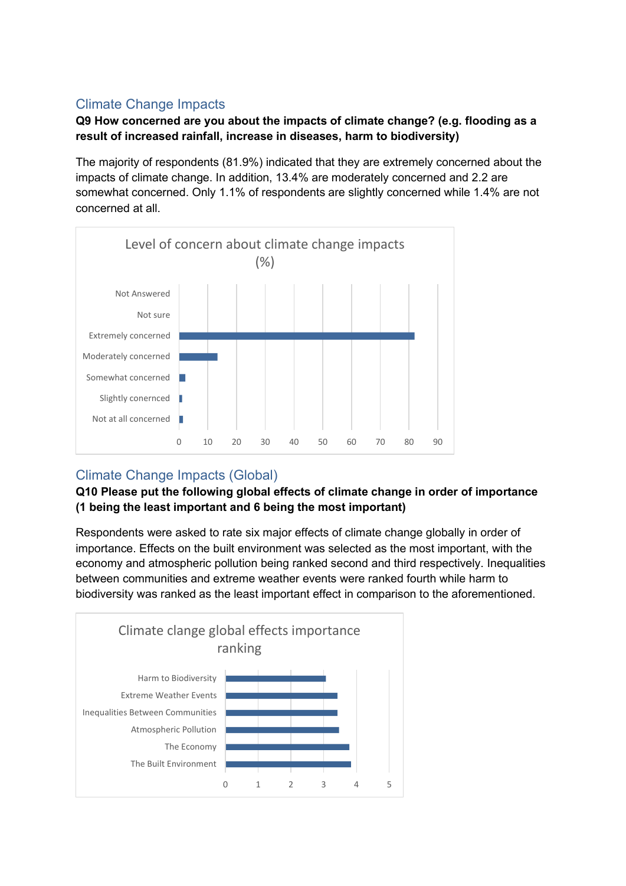## Climate Change Impacts

**Q9 How concerned are you about the impacts of climate change? (e.g. flooding as a result of increased rainfall, increase in diseases, harm to biodiversity)**

The majority of respondents (81.9%) indicated that they are extremely concerned about the impacts of climate change. In addition, 13.4% are moderately concerned and 2.2 are somewhat concerned. Only 1.1% of respondents are slightly concerned while 1.4% are not concerned at all.

Level of concern about climate change impacts (%)

| Response | % |
|---|---|
| Not Answered | |
| Not sure | |
| Extremely concerned | 81.9 |
| Moderately concerned | 13.4 |
| Somewhat concerned | 2.2 |
| Slightly conernced | 1.1 |
| Not at all concerned | 1.4 |

## Climate Change Impacts (Global)

**Q10 Please put the following global effects of climate change in order of importance (1 being the least important and 6 being the most important)**

Respondents were asked to rate six major effects of climate change globally in order of importance. Effects on the built environment was selected as the most important, with the economy and atmospheric pollution being ranked second and third respectively. Inequalities between communities and extreme weather events were ranked fourth while harm to biodiversity was ranked as the least important effect in comparison to the aforementioned.

Climate clange global effects importance ranking

- Harm to Biodiversity
- Extreme Weather Events
- Inequalities Between Communities
- Atmospheric Pollution
- The Economy
- The Built Environment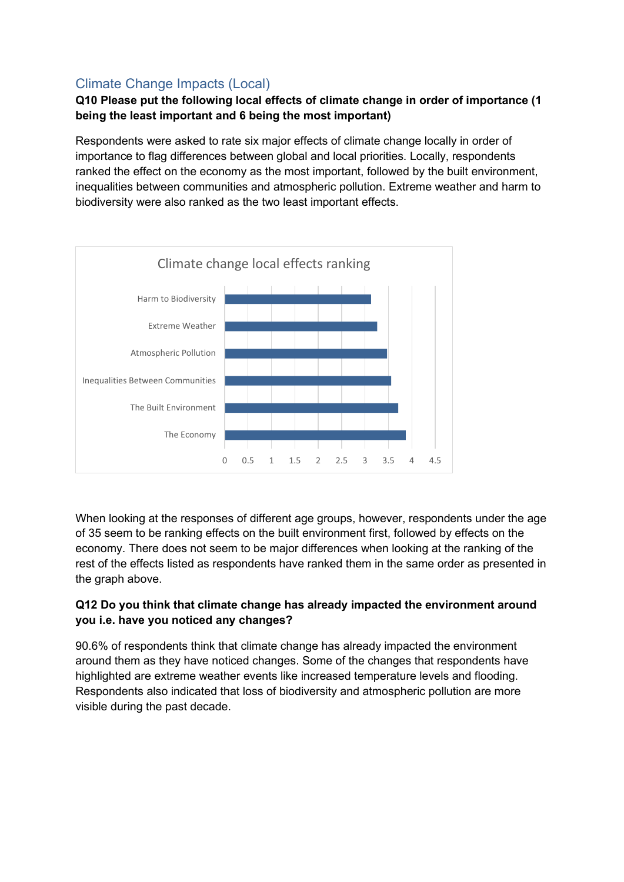## Climate Change Impacts (Local)

**Q10 Please put the following local effects of climate change in order of importance (1 being the least important and 6 being the most important)**

Respondents were asked to rate six major effects of climate change locally in order of importance to flag differences between global and local priorities. Locally, respondents ranked the effect on the economy as the most important, followed by the built environment, inequalities between communities and atmospheric pollution. Extreme weather and harm to biodiversity were also ranked as the two least important effects.

Climate change local effects ranking

| Effect | Ranking (approx.) |
|---|---|
| Harm to Biodiversity | 3.1 |
| Extreme Weather | 3.25 |
| Atmospheric Pollution | 3.45 |
| Inequalities Between Communities | 3.55 |
| The Built Environment | 3.7 |
| The Economy | 3.85 |

When looking at the responses of different age groups, however, respondents under the age of 35 seem to be ranking effects on the built environment first, followed by effects on the economy. There does not seem to be major differences when looking at the ranking of the rest of the effects listed as respondents have ranked them in the same order as presented in the graph above.

**Q12 Do you think that climate change has already impacted the environment around you i.e. have you noticed any changes?**

90.6% of respondents think that climate change has already impacted the environment around them as they have noticed changes. Some of the changes that respondents have highlighted are extreme weather events like increased temperature levels and flooding. Respondents also indicated that loss of biodiversity and atmospheric pollution are more visible during the past decade.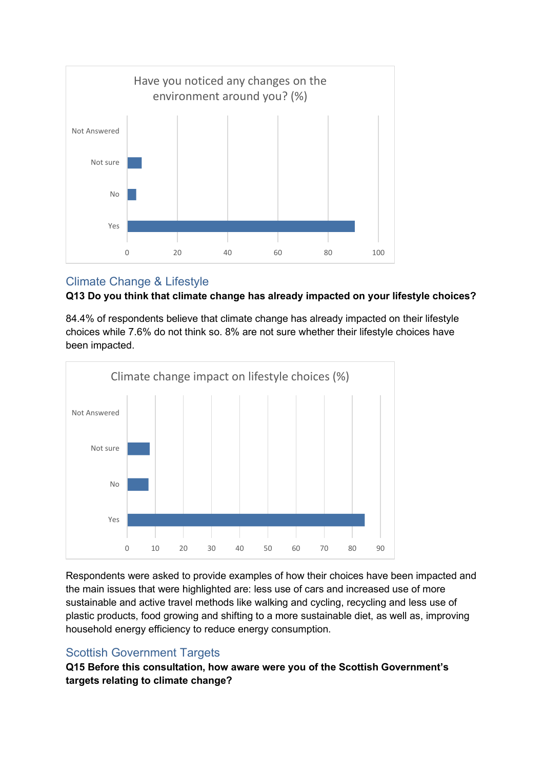Have you noticed any changes on the environment around you? (%)

## Climate Change & Lifestyle

**Q13 Do you think that climate change has already impacted on your lifestyle choices?**

84.4% of respondents believe that climate change has already impacted on their lifestyle choices while 7.6% do not think so. 8% are not sure whether their lifestyle choices have been impacted.

Climate change impact on lifestyle choices (%)

Respondents were asked to provide examples of how their choices have been impacted and the main issues that were highlighted are: less use of cars and increased use of more sustainable and active travel methods like walking and cycling, recycling and less use of plastic products, food growing and shifting to a more sustainable diet, as well as, improving household energy efficiency to reduce energy consumption.

## Scottish Government Targets

**Q15 Before this consultation, how aware were you of the Scottish Government's targets relating to climate change?**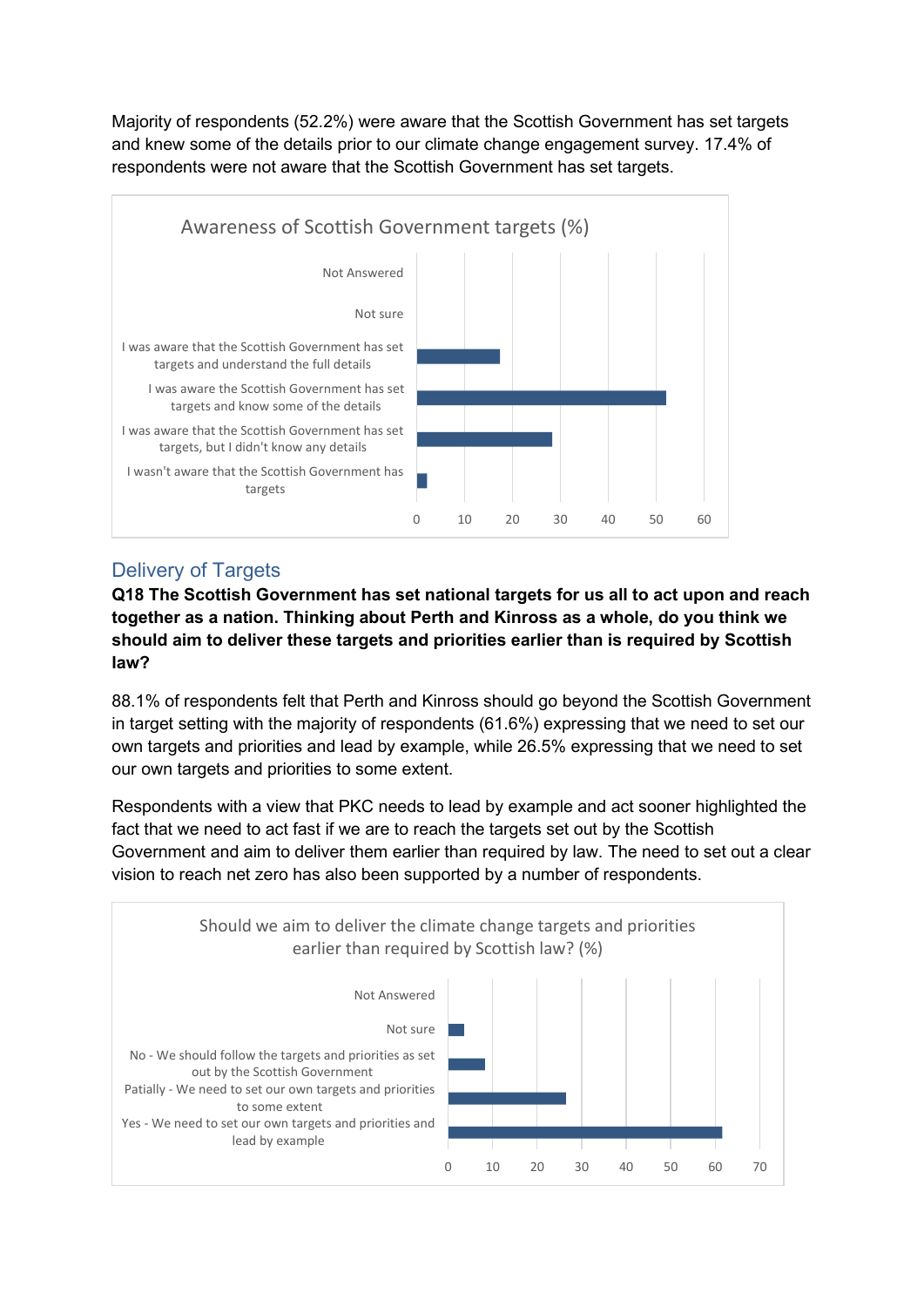Majority of respondents (52.2%) were aware that the Scottish Government has set targets and knew some of the details prior to our climate change engagement survey. 17.4% of respondents were not aware that the Scottish Government has set targets.

**Awareness of Scottish Government targets (%)**

| Response | % (approx.) |
|---|---|
| Not Answered | |
| Not sure | |
| I was aware that the Scottish Government has set targets and understand the full details | 17 |
| I was aware the Scottish Government has set targets and know some of the details | 52 |
| I was aware that the Scottish Government has set targets, but I didn't know any details | 28 |
| I wasn't aware that the Scottish Government has targets | 2 |

## Delivery of Targets

**Q18 The Scottish Government has set national targets for us all to act upon and reach together as a nation. Thinking about Perth and Kinross as a whole, do you think we should aim to deliver these targets and priorities earlier than is required by Scottish law?**

88.1% of respondents felt that Perth and Kinross should go beyond the Scottish Government in target setting with the majority of respondents (61.6%) expressing that we need to set our own targets and priorities and lead by example, while 26.5% expressing that we need to set our own targets and priorities to some extent.

Respondents with a view that PKC needs to lead by example and act sooner highlighted the fact that we need to act fast if we are to reach the targets set out by the Scottish Government and aim to deliver them earlier than required by law. The need to set out a clear vision to reach net zero has also been supported by a number of respondents.

**Should we aim to deliver the climate change targets and priorities earlier than required by Scottish law? (%)**

| Response | % (approx.) |
|---|---|
| Not Answered | |
| Not sure | 3.5 |
| No - We should follow the targets and priorities as set out by the Scottish Government | 8 |
| Patially - We need to set our own targets and priorities to some extent | 26.5 |
| Yes - We need to set our own targets and priorities and lead by example | 61.6 |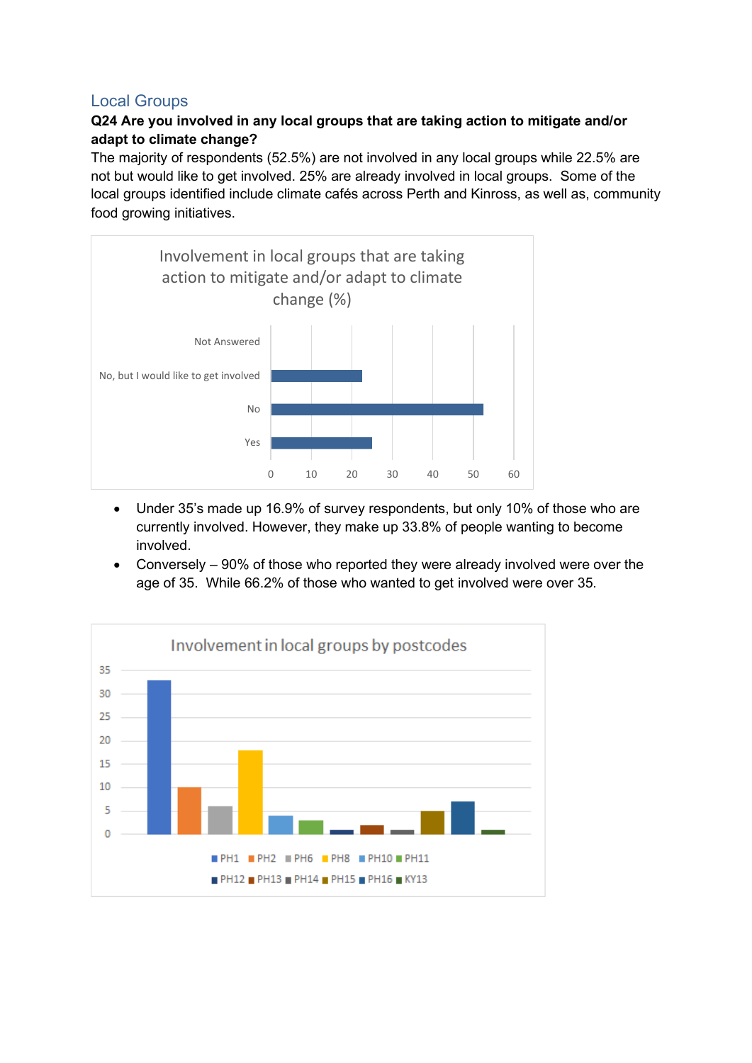## Local Groups

**Q24 Are you involved in any local groups that are taking action to mitigate and/or adapt to climate change?**

The majority of respondents (52.5%) are not involved in any local groups while 22.5% are not but would like to get involved. 25% are already involved in local groups. Some of the local groups identified include climate cafés across Perth and Kinross, as well as, community food growing initiatives.

Involvement in local groups that are taking action to mitigate and/or adapt to climate change (%)

- Under 35's made up 16.9% of survey respondents, but only 10% of those who are currently involved. However, they make up 33.8% of people wanting to become involved.
- Conversely – 90% of those who reported they were already involved were over the age of 35. While 66.2% of those who wanted to get involved were over 35.

Involvement in local groups by postcodes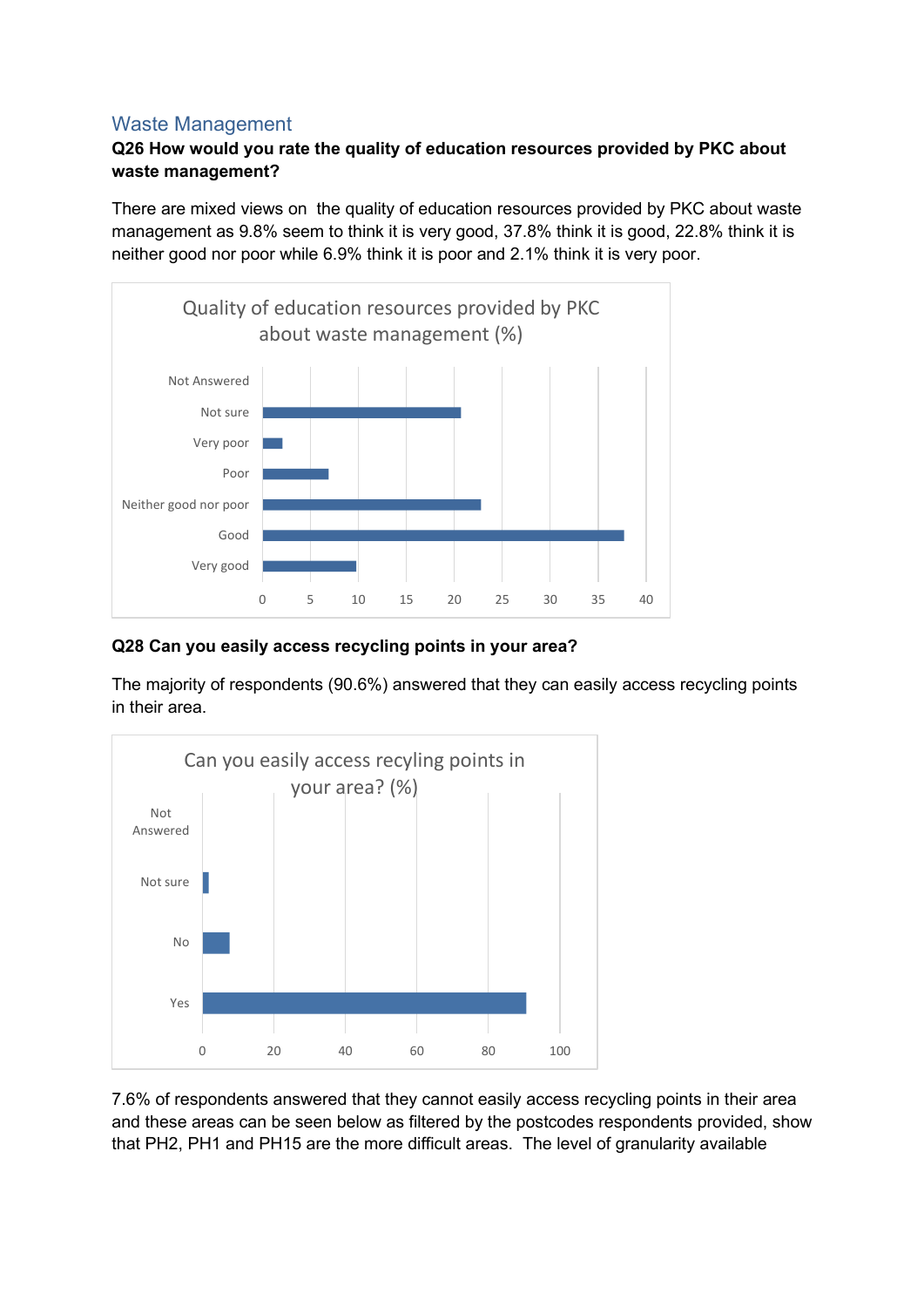## Waste Management

**Q26 How would you rate the quality of education resources provided by PKC about waste management?**

There are mixed views on the quality of education resources provided by PKC about waste management as 9.8% seem to think it is very good, 37.8% think it is good, 22.8% think it is neither good nor poor while 6.9% think it is poor and 2.1% think it is very poor.

**Q28 Can you easily access recycling points in your area?**

The majority of respondents (90.6%) answered that they can easily access recycling points in their area.

7.6% of respondents answered that they cannot easily access recycling points in their area and these areas can be seen below as filtered by the postcodes respondents provided, show that PH2, PH1 and PH15 are the more difficult areas. The level of granularity available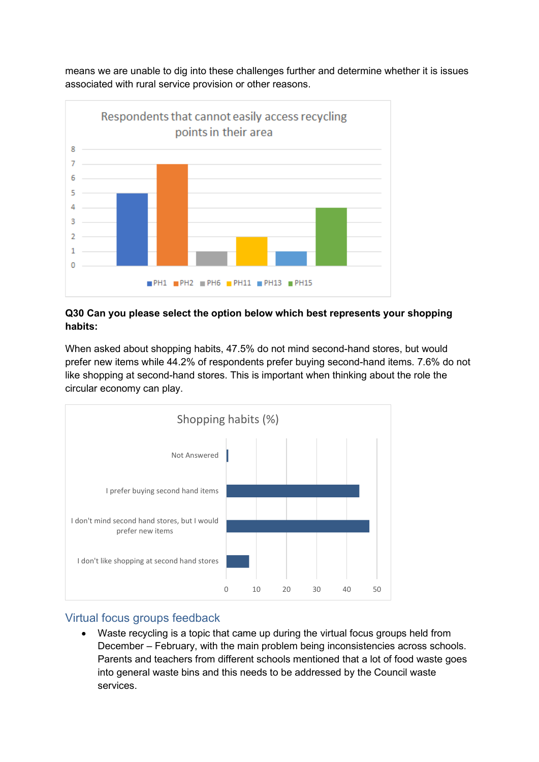means we are unable to dig into these challenges further and determine whether it is issues associated with rural service provision or other reasons.

**Respondents that cannot easily access recycling points in their area**

| PH1 | PH2 | PH6 | PH11 | PH13 | PH15 |
|---|---|---|---|---|---|
| 5 | 7 | 1 | 2 | 1 | 4 |

**Q30 Can you please select the option below which best represents your shopping habits:**

When asked about shopping habits, 47.5% do not mind second-hand stores, but would prefer new items while 44.2% of respondents prefer buying second-hand items. 7.6% do not like shopping at second-hand stores. This is important when thinking about the role the circular economy can play.

**Shopping habits (%)**

| Response | % |
|---|---|
| Not Answered | |
| I prefer buying second hand items | 44.2 |
| I don't mind second hand stores, but I would prefer new items | 47.5 |
| I don't like shopping at second hand stores | 7.6 |

## Virtual focus groups feedback

- Waste recycling is a topic that came up during the virtual focus groups held from December – February, with the main problem being inconsistencies across schools. Parents and teachers from different schools mentioned that a lot of food waste goes into general waste bins and this needs to be addressed by the Council waste services.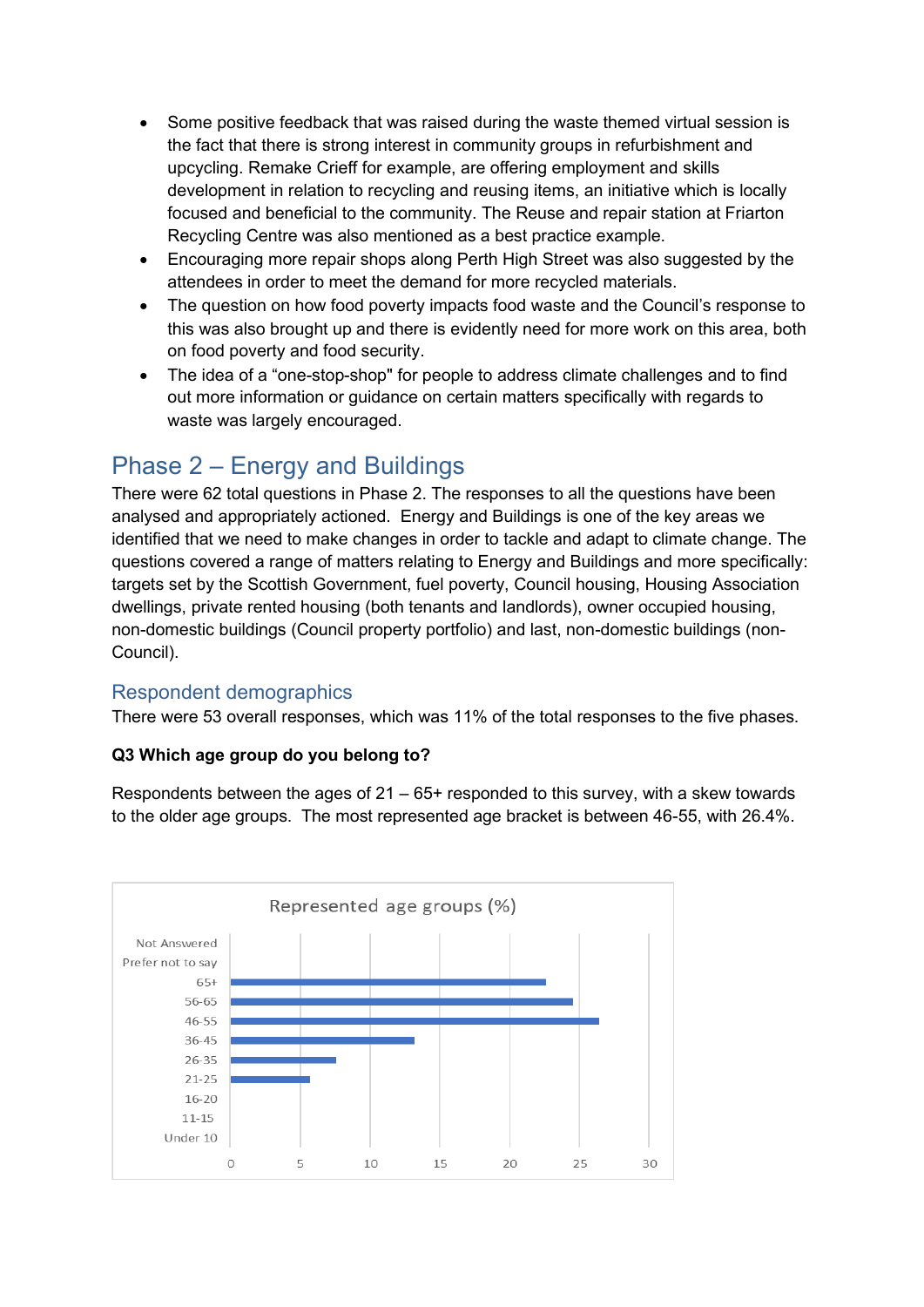- Some positive feedback that was raised during the waste themed virtual session is the fact that there is strong interest in community groups in refurbishment and upcycling. Remake Crieff for example, are offering employment and skills development in relation to recycling and reusing items, an initiative which is locally focused and beneficial to the community. The Reuse and repair station at Friarton Recycling Centre was also mentioned as a best practice example.
- Encouraging more repair shops along Perth High Street was also suggested by the attendees in order to meet the demand for more recycled materials.
- The question on how food poverty impacts food waste and the Council's response to this was also brought up and there is evidently need for more work on this area, both on food poverty and food security.
- The idea of a "one-stop-shop" for people to address climate challenges and to find out more information or guidance on certain matters specifically with regards to waste was largely encouraged.

## Phase 2 – Energy and Buildings

There were 62 total questions in Phase 2. The responses to all the questions have been analysed and appropriately actioned. Energy and Buildings is one of the key areas we identified that we need to make changes in order to tackle and adapt to climate change. The questions covered a range of matters relating to Energy and Buildings and more specifically: targets set by the Scottish Government, fuel poverty, Council housing, Housing Association dwellings, private rented housing (both tenants and landlords), owner occupied housing, non-domestic buildings (Council property portfolio) and last, non-domestic buildings (non-Council).

### Respondent demographics

There were 53 overall responses, which was 11% of the total responses to the five phases.

**Q3 Which age group do you belong to?**

Respondents between the ages of 21 – 65+ responded to this survey, with a skew towards to the older age groups. The most represented age bracket is between 46-55, with 26.4%.

Represented age groups (%)

| Age group | % |
|---|---|
| Not Answered | |
| Prefer not to say | |
| 65+ | ~22.6 |
| 56-65 | ~24.5 |
| 46-55 | 26.4 |
| 36-45 | ~13.2 |
| 26-35 | ~7.5 |
| 21-25 | ~5.7 |
| 16-20 | |
| 11-15 | |
| Under 10 | |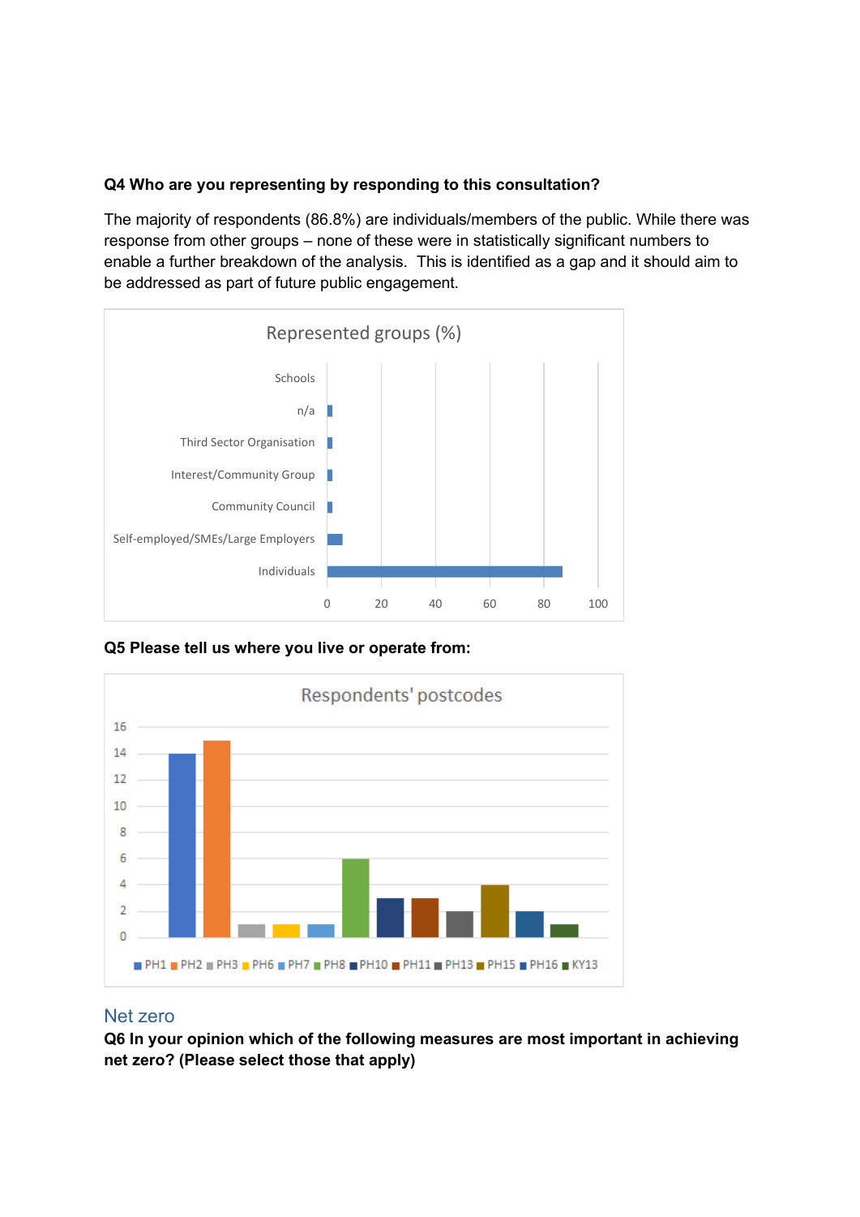**Q4 Who are you representing by responding to this consultation?**

The majority of respondents (86.8%) are individuals/members of the public. While there was response from other groups – none of these were in statistically significant numbers to enable a further breakdown of the analysis. This is identified as a gap and it should aim to be addressed as part of future public engagement.

**Q5 Please tell us where you live or operate from:**

## Net zero

**Q6 In your opinion which of the following measures are most important in achieving net zero? (Please select those that apply)**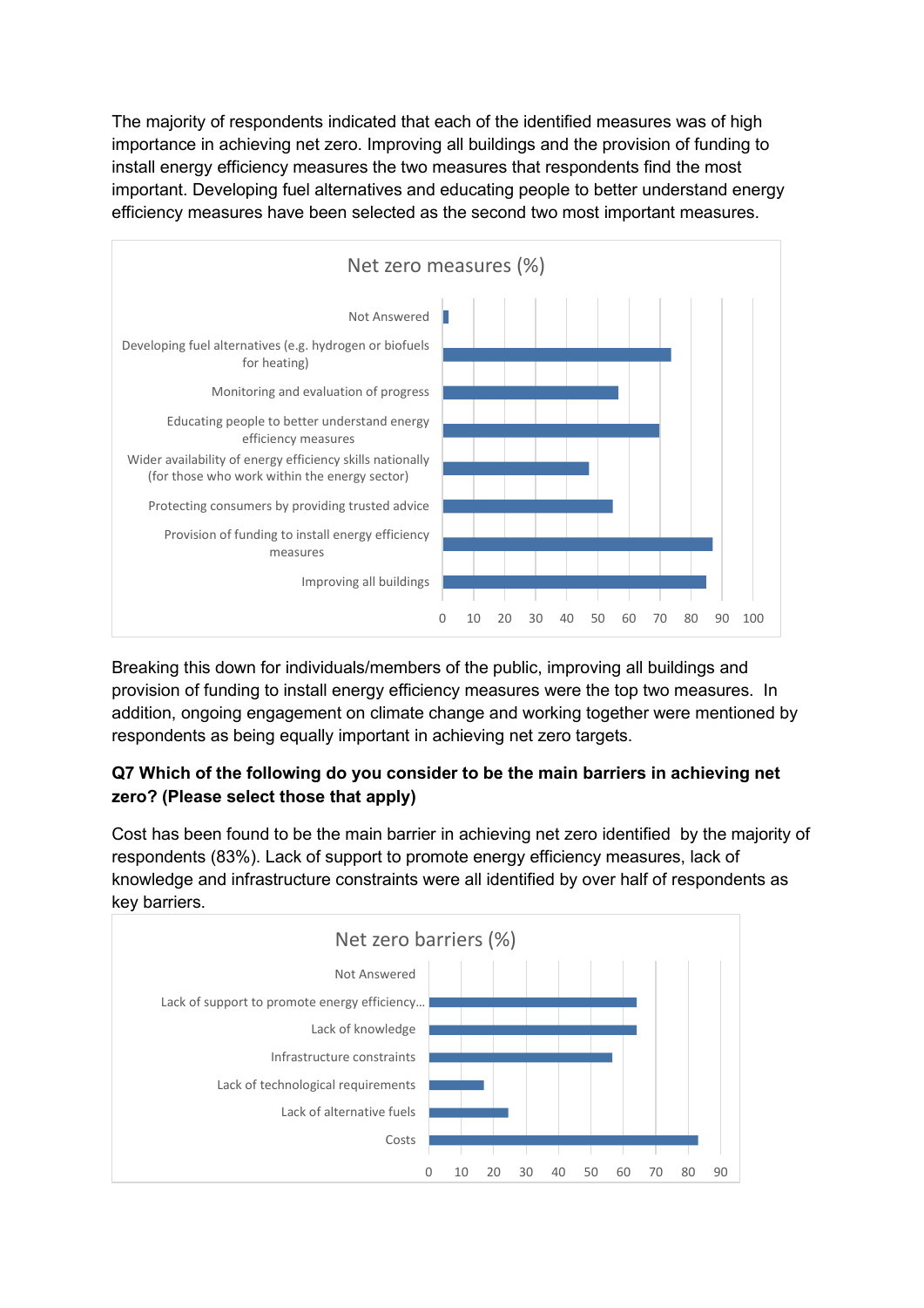The majority of respondents indicated that each of the identified measures was of high importance in achieving net zero. Improving all buildings and the provision of funding to install energy efficiency measures the two measures that respondents find the most important. Developing fuel alternatives and educating people to better understand energy efficiency measures have been selected as the second two most important measures.

Net zero measures (%)

| Measure | % |
|---|---|
| Not Answered | ~2 |
| Developing fuel alternatives (e.g. hydrogen or biofuels for heating) | ~73 |
| Monitoring and evaluation of progress | ~56 |
| Educating people to better understand energy efficiency measures | ~70 |
| Wider availability of energy efficiency skills nationally (for those who work within the energy sector) | ~47 |
| Protecting consumers by providing trusted advice | ~55 |
| Provision of funding to install energy efficiency measures | ~87 |
| Improving all buildings | ~85 |

Breaking this down for individuals/members of the public, improving all buildings and provision of funding to install energy efficiency measures were the top two measures. In addition, ongoing engagement on climate change and working together were mentioned by respondents as being equally important in achieving net zero targets.

**Q7 Which of the following do you consider to be the main barriers in achieving net zero? (Please select those that apply)**

Cost has been found to be the main barrier in achieving net zero identified by the majority of respondents (83%). Lack of support to promote energy efficiency measures, lack of knowledge and infrastructure constraints were all identified by over half of respondents as key barriers.

Net zero barriers (%)

| Barrier | % |
|---|---|
| Not Answered | 0 |
| Lack of support to promote energy efficiency... | ~64 |
| Lack of knowledge | ~64 |
| Infrastructure constraints | ~57 |
| Lack of technological requirements | ~17 |
| Lack of alternative fuels | ~24 |
| Costs | ~83 |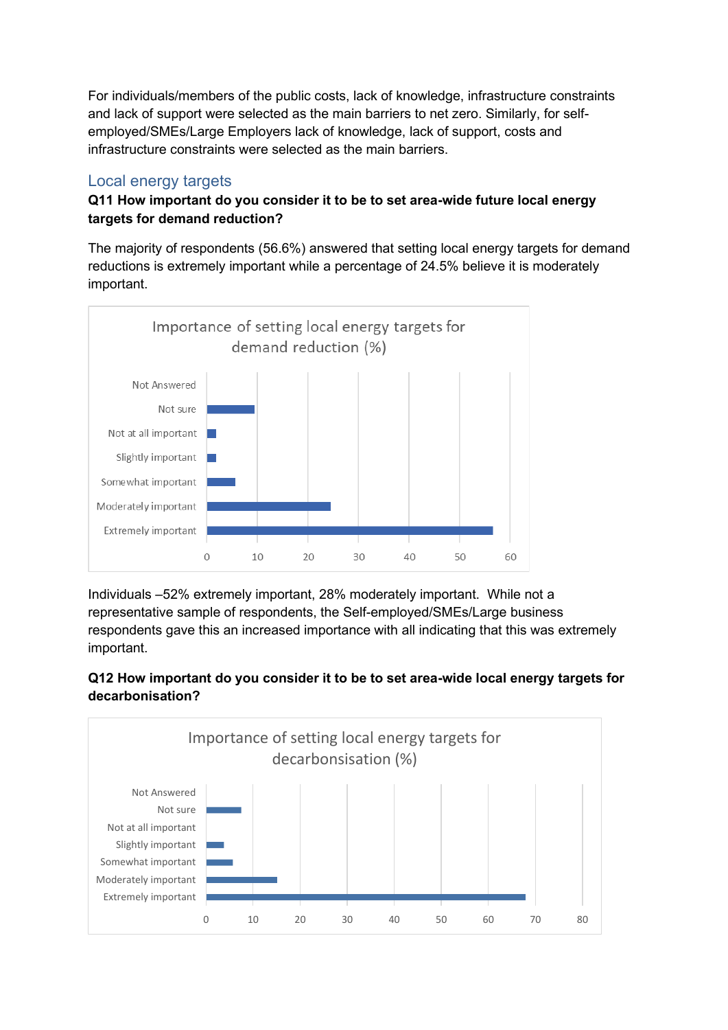For individuals/members of the public costs, lack of knowledge, infrastructure constraints and lack of support were selected as the main barriers to net zero. Similarly, for self-employed/SMEs/Large Employers lack of knowledge, lack of support, costs and infrastructure constraints were selected as the main barriers.

## Local energy targets

**Q11 How important do you consider it to be to set area-wide future local energy targets for demand reduction?**

The majority of respondents (56.6%) answered that setting local energy targets for demand reductions is extremely important while a percentage of 24.5% believe it is moderately important.

Individuals –52% extremely important, 28% moderately important. While not a representative sample of respondents, the Self-employed/SMEs/Large business respondents gave this an increased importance with all indicating that this was extremely important.

**Q12 How important do you consider it to be to set area-wide local energy targets for decarbonisation?**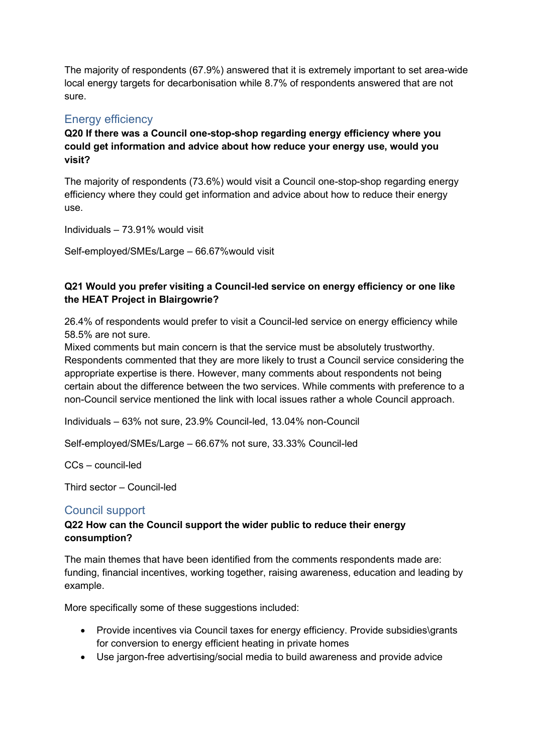The majority of respondents (67.9%) answered that it is extremely important to set area-wide local energy targets for decarbonisation while 8.7% of respondents answered that are not sure.

## Energy efficiency

**Q20 If there was a Council one-stop-shop regarding energy efficiency where you could get information and advice about how reduce your energy use, would you visit?**

The majority of respondents (73.6%) would visit a Council one-stop-shop regarding energy efficiency where they could get information and advice about how to reduce their energy use.

Individuals – 73.91% would visit

Self-employed/SMEs/Large – 66.67%would visit

**Q21 Would you prefer visiting a Council-led service on energy efficiency or one like the HEAT Project in Blairgowrie?**

26.4% of respondents would prefer to visit a Council-led service on energy efficiency while 58.5% are not sure.
Mixed comments but main concern is that the service must be absolutely trustworthy. Respondents commented that they are more likely to trust a Council service considering the appropriate expertise is there. However, many comments about respondents not being certain about the difference between the two services. While comments with preference to a non-Council service mentioned the link with local issues rather a whole Council approach.

Individuals – 63% not sure, 23.9% Council-led, 13.04% non-Council

Self-employed/SMEs/Large – 66.67% not sure, 33.33% Council-led

CCs – council-led

Third sector – Council-led

## Council support

**Q22 How can the Council support the wider public to reduce their energy consumption?**

The main themes that have been identified from the comments respondents made are: funding, financial incentives, working together, raising awareness, education and leading by example.

More specifically some of these suggestions included:

- Provide incentives via Council taxes for energy efficiency. Provide subsidies\grants for conversion to energy efficient heating in private homes
- Use jargon-free advertising/social media to build awareness and provide advice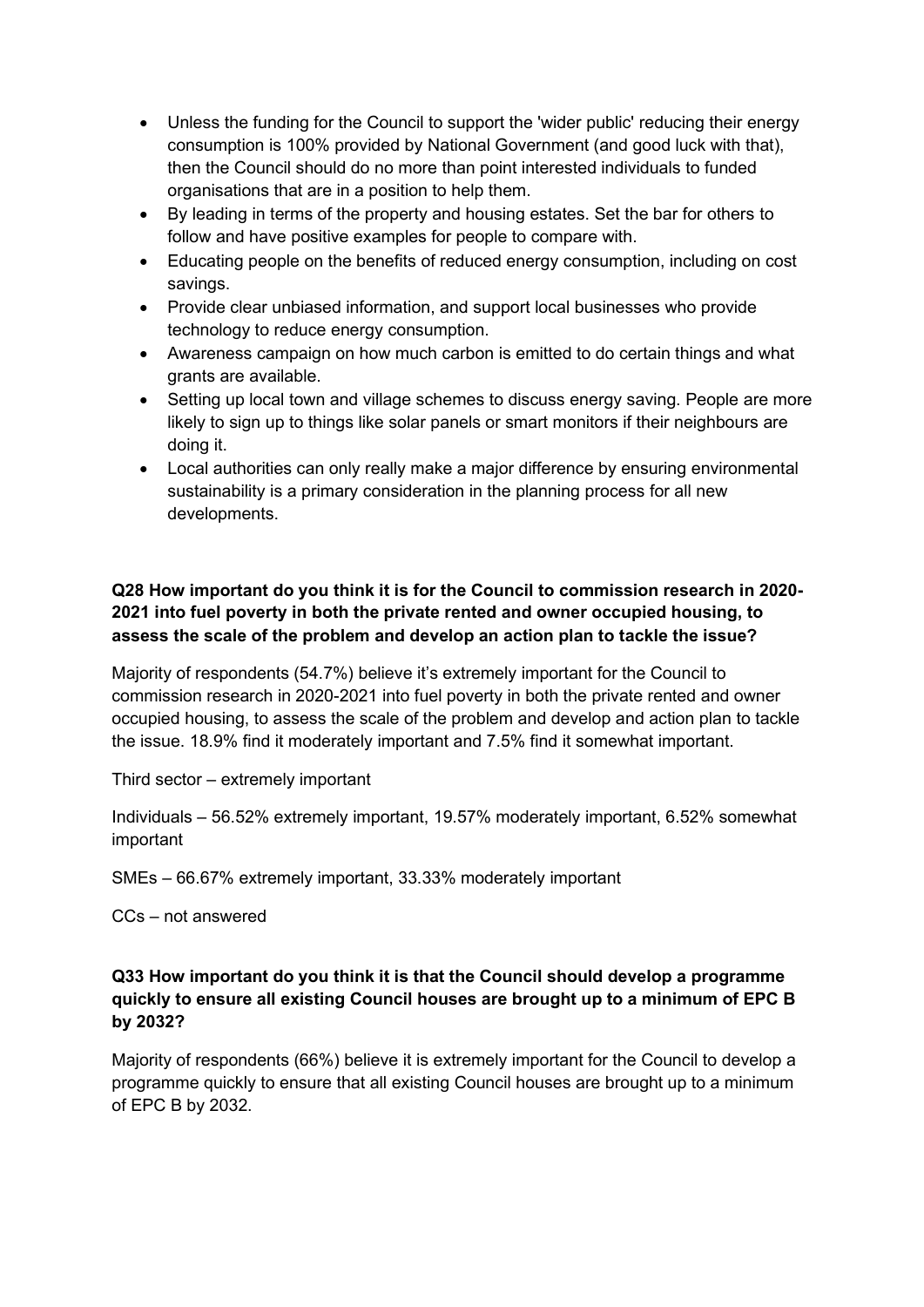- Unless the funding for the Council to support the 'wider public' reducing their energy consumption is 100% provided by National Government (and good luck with that), then the Council should do no more than point interested individuals to funded organisations that are in a position to help them.
- By leading in terms of the property and housing estates. Set the bar for others to follow and have positive examples for people to compare with.
- Educating people on the benefits of reduced energy consumption, including on cost savings.
- Provide clear unbiased information, and support local businesses who provide technology to reduce energy consumption.
- Awareness campaign on how much carbon is emitted to do certain things and what grants are available.
- Setting up local town and village schemes to discuss energy saving. People are more likely to sign up to things like solar panels or smart monitors if their neighbours are doing it.
- Local authorities can only really make a major difference by ensuring environmental sustainability is a primary consideration in the planning process for all new developments.

**Q28 How important do you think it is for the Council to commission research in 2020-2021 into fuel poverty in both the private rented and owner occupied housing, to assess the scale of the problem and develop an action plan to tackle the issue?**

Majority of respondents (54.7%) believe it's extremely important for the Council to commission research in 2020-2021 into fuel poverty in both the private rented and owner occupied housing, to assess the scale of the problem and develop and action plan to tackle the issue. 18.9% find it moderately important and 7.5% find it somewhat important.

Third sector – extremely important

Individuals – 56.52% extremely important, 19.57% moderately important, 6.52% somewhat important

SMEs – 66.67% extremely important, 33.33% moderately important

CCs – not answered

**Q33 How important do you think it is that the Council should develop a programme quickly to ensure all existing Council houses are brought up to a minimum of EPC B by 2032?**

Majority of respondents (66%) believe it is extremely important for the Council to develop a programme quickly to ensure that all existing Council houses are brought up to a minimum of EPC B by 2032.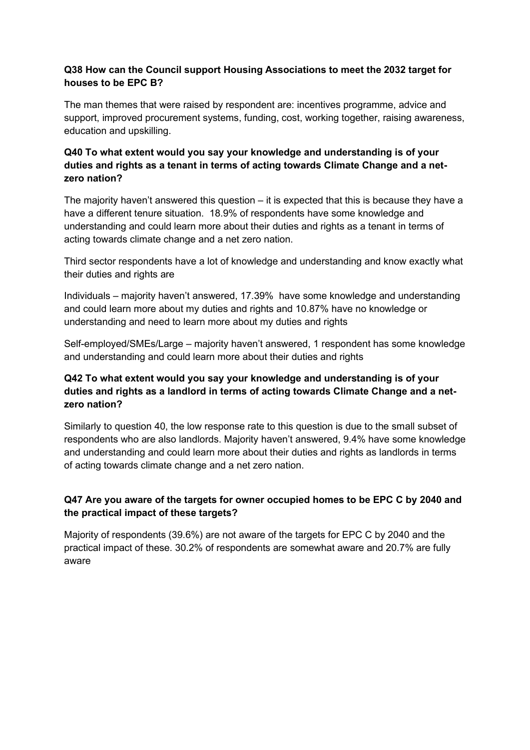**Q38 How can the Council support Housing Associations to meet the 2032 target for houses to be EPC B?**

The man themes that were raised by respondent are: incentives programme, advice and support, improved procurement systems, funding, cost, working together, raising awareness, education and upskilling.

**Q40 To what extent would you say your knowledge and understanding is of your duties and rights as a tenant in terms of acting towards Climate Change and a net-zero nation?**

The majority haven't answered this question – it is expected that this is because they have a have a different tenure situation. 18.9% of respondents have some knowledge and understanding and could learn more about their duties and rights as a tenant in terms of acting towards climate change and a net zero nation.

Third sector respondents have a lot of knowledge and understanding and know exactly what their duties and rights are

Individuals – majority haven't answered, 17.39% have some knowledge and understanding and could learn more about my duties and rights and 10.87% have no knowledge or understanding and need to learn more about my duties and rights

Self-employed/SMEs/Large – majority haven't answered, 1 respondent has some knowledge and understanding and could learn more about their duties and rights

**Q42 To what extent would you say your knowledge and understanding is of your duties and rights as a landlord in terms of acting towards Climate Change and a net-zero nation?**

Similarly to question 40, the low response rate to this question is due to the small subset of respondents who are also landlords. Majority haven't answered, 9.4% have some knowledge and understanding and could learn more about their duties and rights as landlords in terms of acting towards climate change and a net zero nation.

**Q47 Are you aware of the targets for owner occupied homes to be EPC C by 2040 and the practical impact of these targets?**

Majority of respondents (39.6%) are not aware of the targets for EPC C by 2040 and the practical impact of these. 30.2% of respondents are somewhat aware and 20.7% are fully aware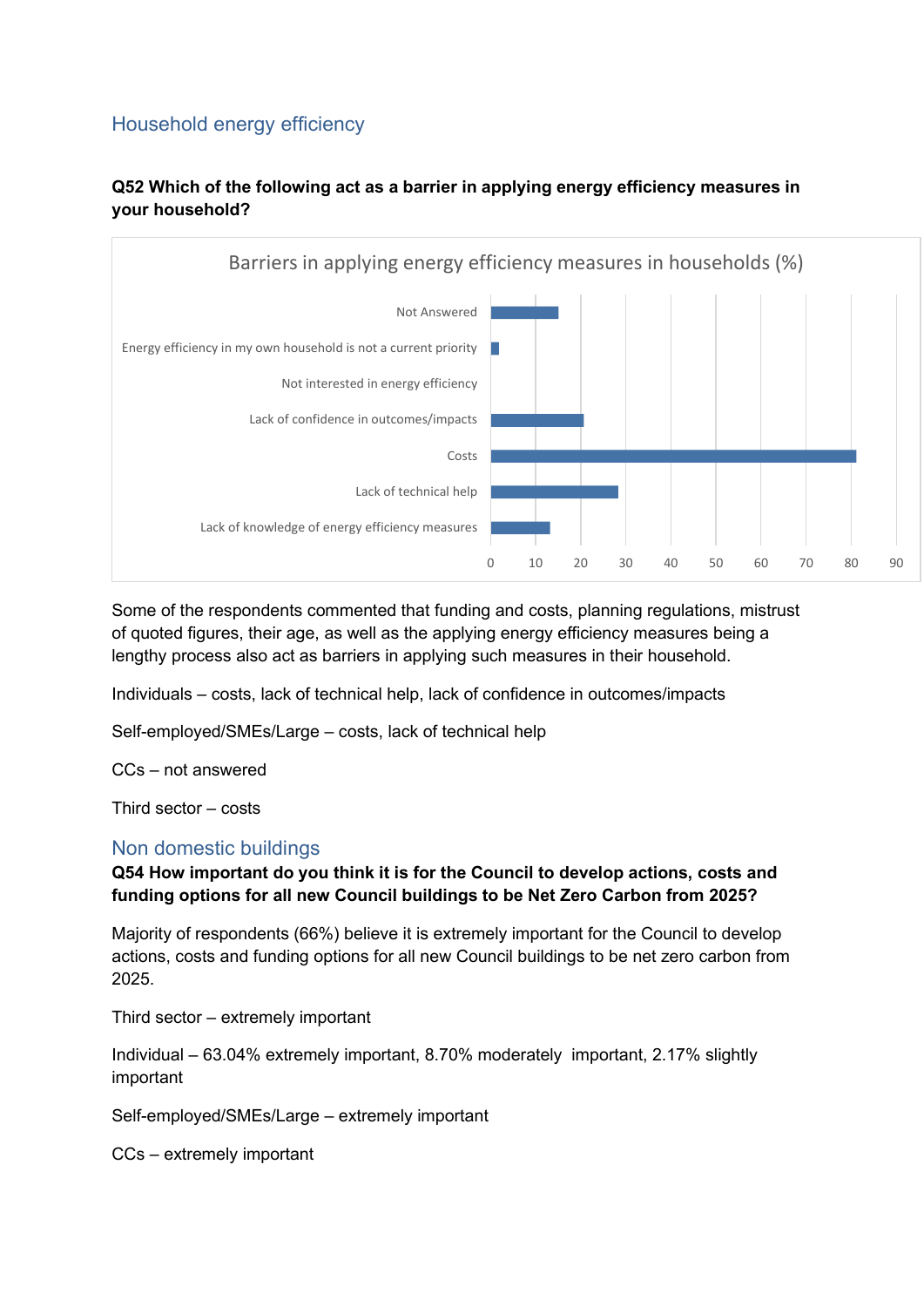## Household energy efficiency

**Q52 Which of the following act as a barrier in applying energy efficiency measures in your household?**

Barriers in applying energy efficiency measures in households (%)

| Barrier | % |
|---|---|
| Not Answered | 15 |
| Energy efficiency in my own household is not a current priority | 2 |
| Not interested in energy efficiency | 0 |
| Lack of confidence in outcomes/impacts | 20.5 |
| Costs | 81 |
| Lack of technical help | 28.5 |
| Lack of knowledge of energy efficiency measures | 13 |

Some of the respondents commented that funding and costs, planning regulations, mistrust of quoted figures, their age, as well as the applying energy efficiency measures being a lengthy process also act as barriers in applying such measures in their household.

Individuals – costs, lack of technical help, lack of confidence in outcomes/impacts

Self-employed/SMEs/Large – costs, lack of technical help

CCs – not answered

Third sector – costs

## Non domestic buildings

**Q54 How important do you think it is for the Council to develop actions, costs and funding options for all new Council buildings to be Net Zero Carbon from 2025?**

Majority of respondents (66%) believe it is extremely important for the Council to develop actions, costs and funding options for all new Council buildings to be net zero carbon from 2025.

Third sector – extremely important

Individual – 63.04% extremely important, 8.70% moderately important, 2.17% slightly important

Self-employed/SMEs/Large – extremely important

CCs – extremely important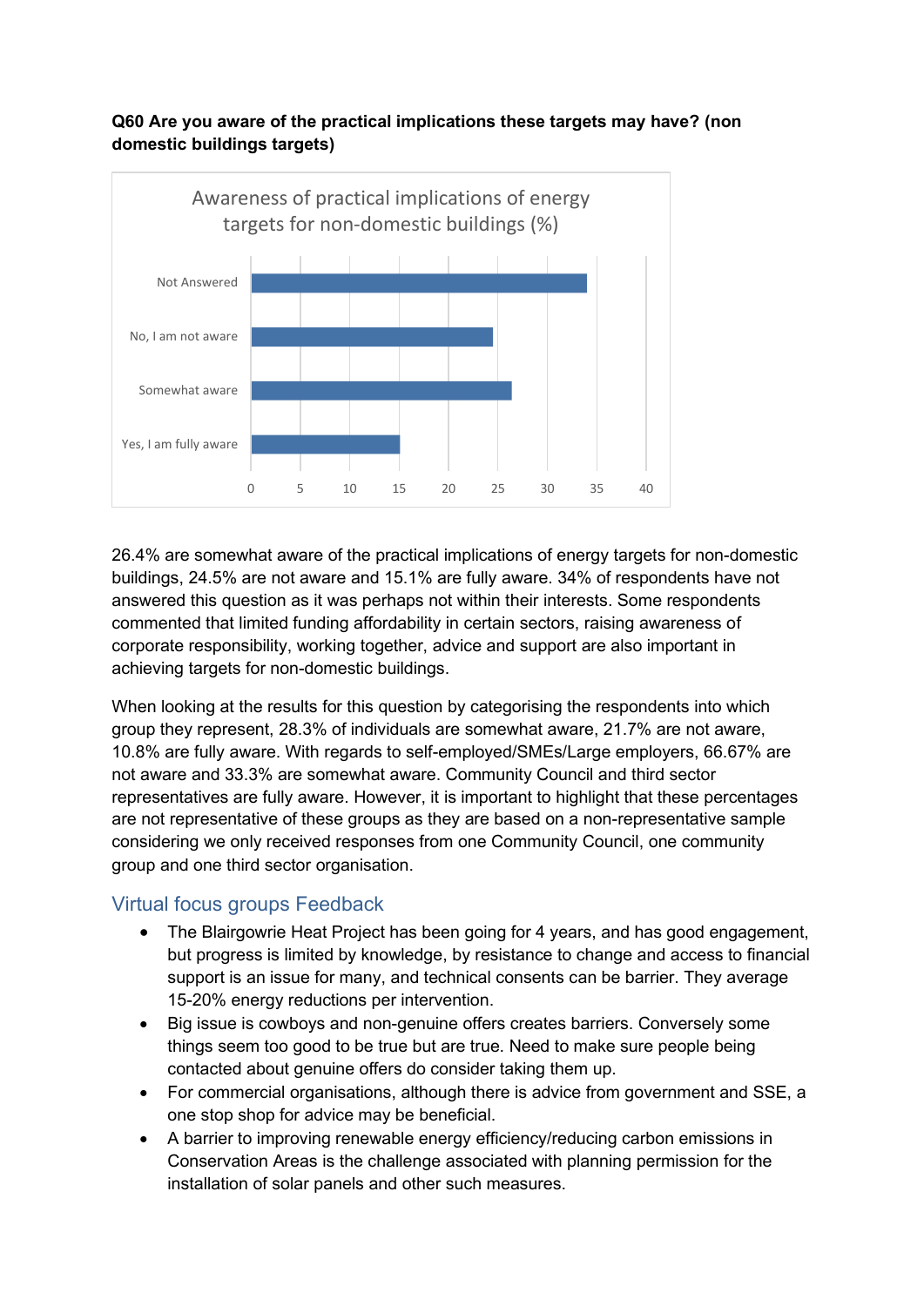**Q60 Are you aware of the practical implications these targets may have? (non domestic buildings targets)**

26.4% are somewhat aware of the practical implications of energy targets for non-domestic buildings, 24.5% are not aware and 15.1% are fully aware. 34% of respondents have not answered this question as it was perhaps not within their interests. Some respondents commented that limited funding affordability in certain sectors, raising awareness of corporate responsibility, working together, advice and support are also important in achieving targets for non-domestic buildings.

When looking at the results for this question by categorising the respondents into which group they represent, 28.3% of individuals are somewhat aware, 21.7% are not aware, 10.8% are fully aware. With regards to self-employed/SMEs/Large employers, 66.67% are not aware and 33.3% are somewhat aware. Community Council and third sector representatives are fully aware. However, it is important to highlight that these percentages are not representative of these groups as they are based on a non-representative sample considering we only received responses from one Community Council, one community group and one third sector organisation.

## Virtual focus groups Feedback

- The Blairgowrie Heat Project has been going for 4 years, and has good engagement, but progress is limited by knowledge, by resistance to change and access to financial support is an issue for many, and technical consents can be barrier. They average 15-20% energy reductions per intervention.
- Big issue is cowboys and non-genuine offers creates barriers. Conversely some things seem too good to be true but are true. Need to make sure people being contacted about genuine offers do consider taking them up.
- For commercial organisations, although there is advice from government and SSE, a one stop shop for advice may be beneficial.
- A barrier to improving renewable energy efficiency/reducing carbon emissions in Conservation Areas is the challenge associated with planning permission for the installation of solar panels and other such measures.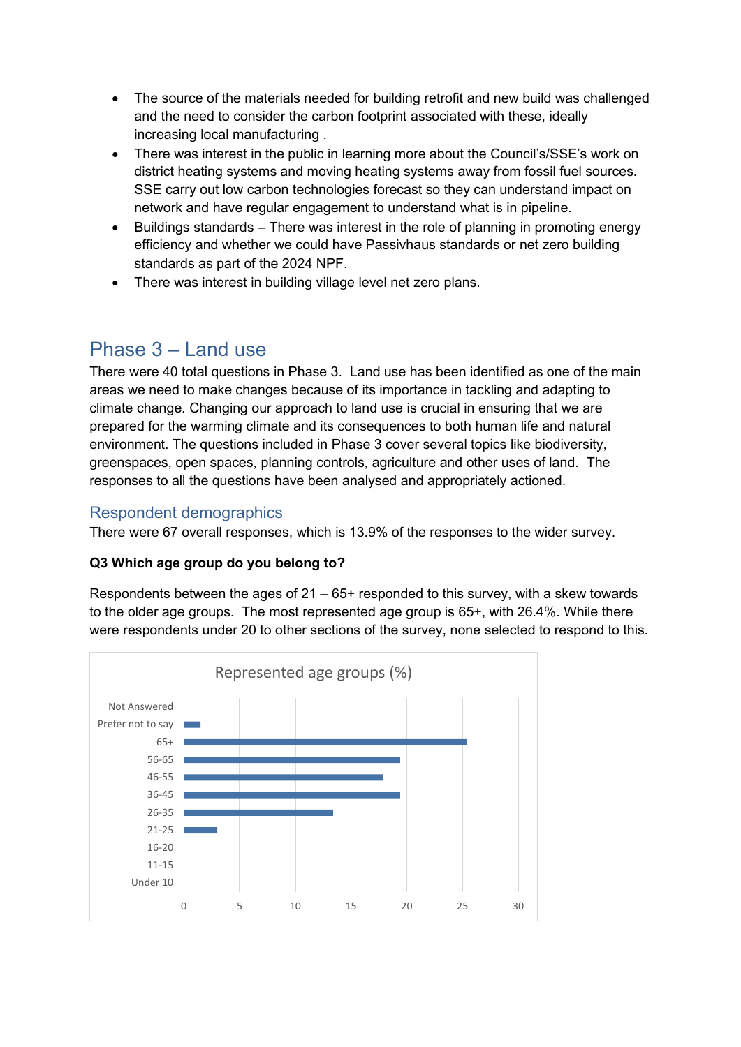- The source of the materials needed for building retrofit and new build was challenged and the need to consider the carbon footprint associated with these, ideally increasing local manufacturing .
- There was interest in the public in learning more about the Council's/SSE's work on district heating systems and moving heating systems away from fossil fuel sources. SSE carry out low carbon technologies forecast so they can understand impact on network and have regular engagement to understand what is in pipeline.
- Buildings standards – There was interest in the role of planning in promoting energy efficiency and whether we could have Passivhaus standards or net zero building standards as part of the 2024 NPF.
- There was interest in building village level net zero plans.

## Phase 3 – Land use

There were 40 total questions in Phase 3. Land use has been identified as one of the main areas we need to make changes because of its importance in tackling and adapting to climate change. Changing our approach to land use is crucial in ensuring that we are prepared for the warming climate and its consequences to both human life and natural environment. The questions included in Phase 3 cover several topics like biodiversity, greenspaces, open spaces, planning controls, agriculture and other uses of land. The responses to all the questions have been analysed and appropriately actioned.

### Respondent demographics

There were 67 overall responses, which is 13.9% of the responses to the wider survey.

**Q3 Which age group do you belong to?**

Respondents between the ages of 21 – 65+ responded to this survey, with a skew towards to the older age groups. The most represented age group is 65+, with 26.4%. While there were respondents under 20 to other sections of the survey, none selected to respond to this.

Represented age groups (%)

Not Answered
Prefer not to say
65+
56-65
46-55
36-45
26-35
21-25
16-20
11-15
Under 10

0 5 10 15 20 25 30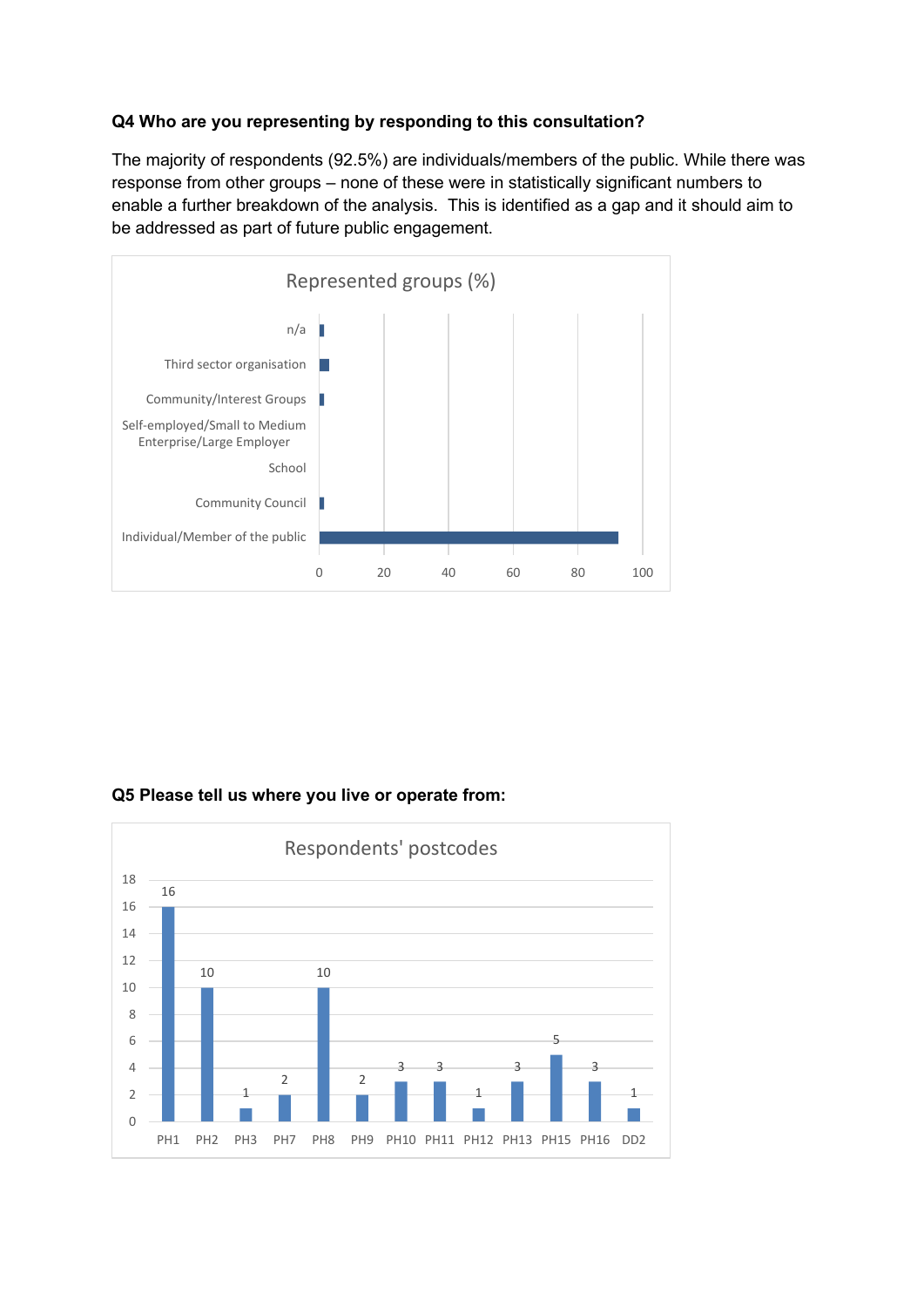**Q4 Who are you representing by responding to this consultation?**

The majority of respondents (92.5%) are individuals/members of the public. While there was response from other groups – none of these were in statistically significant numbers to enable a further breakdown of the analysis. This is identified as a gap and it should aim to be addressed as part of future public engagement.

**Represented groups (%)**

| Group | % |
|---|---|
| n/a | |
| Third sector organisation | |
| Community/Interest Groups | |
| Self-employed/Small to Medium Enterprise/Large Employer | |
| School | |
| Community Council | |
| Individual/Member of the public | |

**Q5 Please tell us where you live or operate from:**

**Respondents' postcodes**

| Postcode | Respondents |
|---|---|
| PH1 | 16 |
| PH2 | 10 |
| PH3 | 1 |
| PH7 | 2 |
| PH8 | 10 |
| PH9 | 2 |
| PH10 | 3 |
| PH11 | 3 |
| PH12 | 1 |
| PH13 | 3 |
| PH15 | 5 |
| PH16 | 3 |
| DD2 | 1 |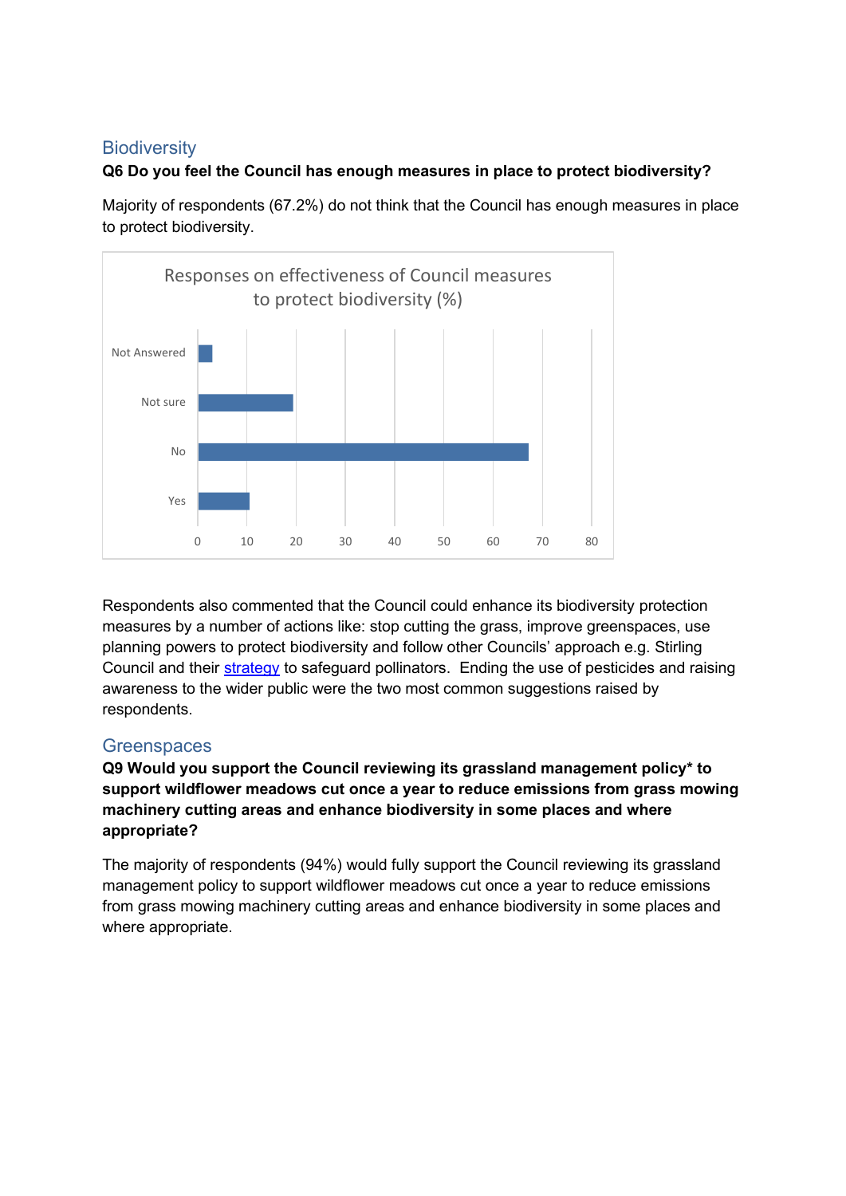## Biodiversity

**Q6 Do you feel the Council has enough measures in place to protect biodiversity?**

Majority of respondents (67.2%) do not think that the Council has enough measures in place to protect biodiversity.

Responses on effectiveness of Council measures to protect biodiversity (%)

Respondents also commented that the Council could enhance its biodiversity protection measures by a number of actions like: stop cutting the grass, improve greenspaces, use planning powers to protect biodiversity and follow other Councils' approach e.g. Stirling Council and their strategy to safeguard pollinators. Ending the use of pesticides and raising awareness to the wider public were the two most common suggestions raised by respondents.

## Greenspaces

**Q9 Would you support the Council reviewing its grassland management policy* to support wildflower meadows cut once a year to reduce emissions from grass mowing machinery cutting areas and enhance biodiversity in some places and where appropriate?**

The majority of respondents (94%) would fully support the Council reviewing its grassland management policy to support wildflower meadows cut once a year to reduce emissions from grass mowing machinery cutting areas and enhance biodiversity in some places and where appropriate.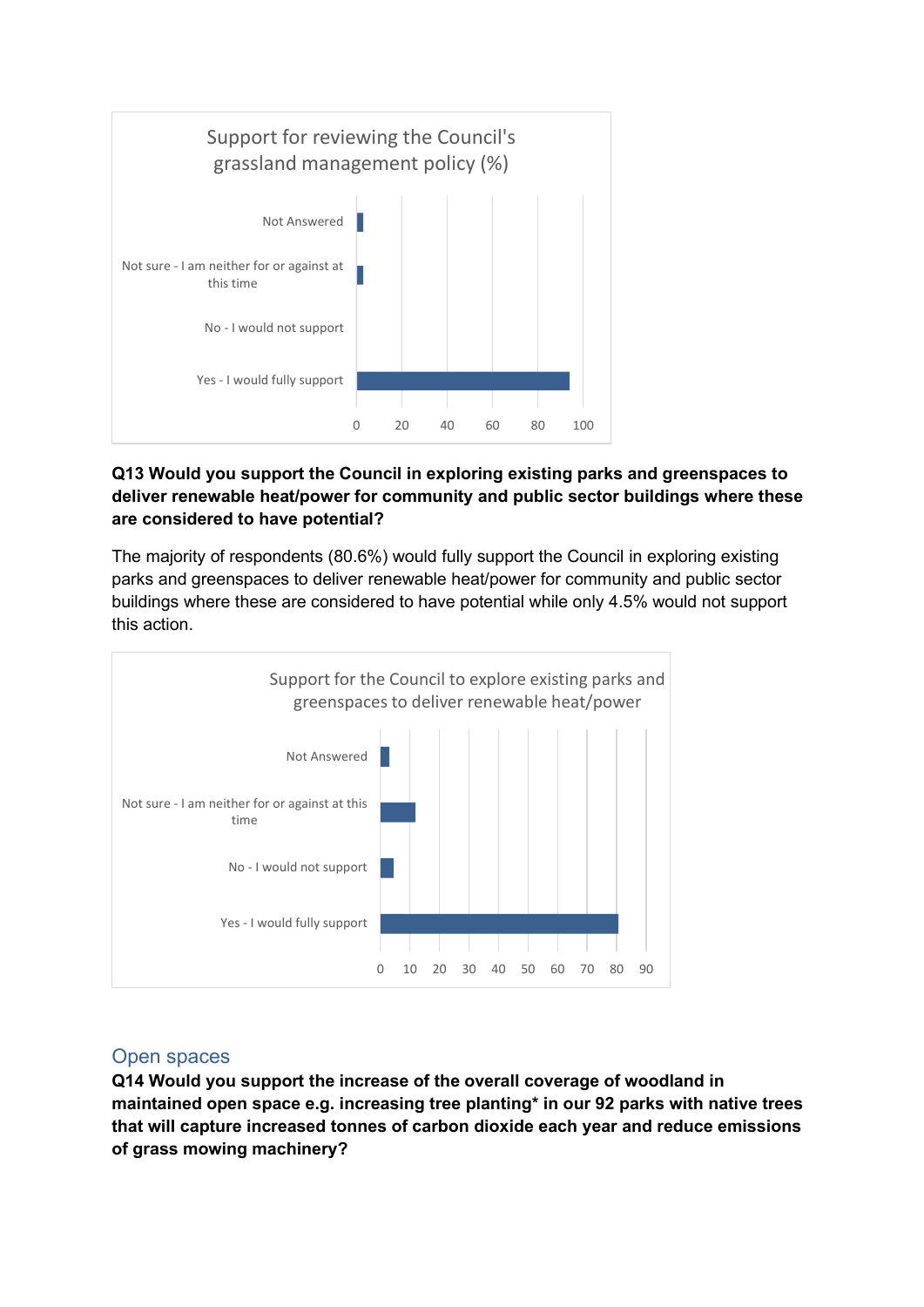Support for reviewing the Council's grassland management policy (%)

**Q13 Would you support the Council in exploring existing parks and greenspaces to deliver renewable heat/power for community and public sector buildings where these are considered to have potential?**

The majority of respondents (80.6%) would fully support the Council in exploring existing parks and greenspaces to deliver renewable heat/power for community and public sector buildings where these are considered to have potential while only 4.5% would not support this action.

Support for the Council to explore existing parks and greenspaces to deliver renewable heat/power

## Open spaces

**Q14 Would you support the increase of the overall coverage of woodland in maintained open space e.g. increasing tree planting* in our 92 parks with native trees that will capture increased tonnes of carbon dioxide each year and reduce emissions of grass mowing machinery?**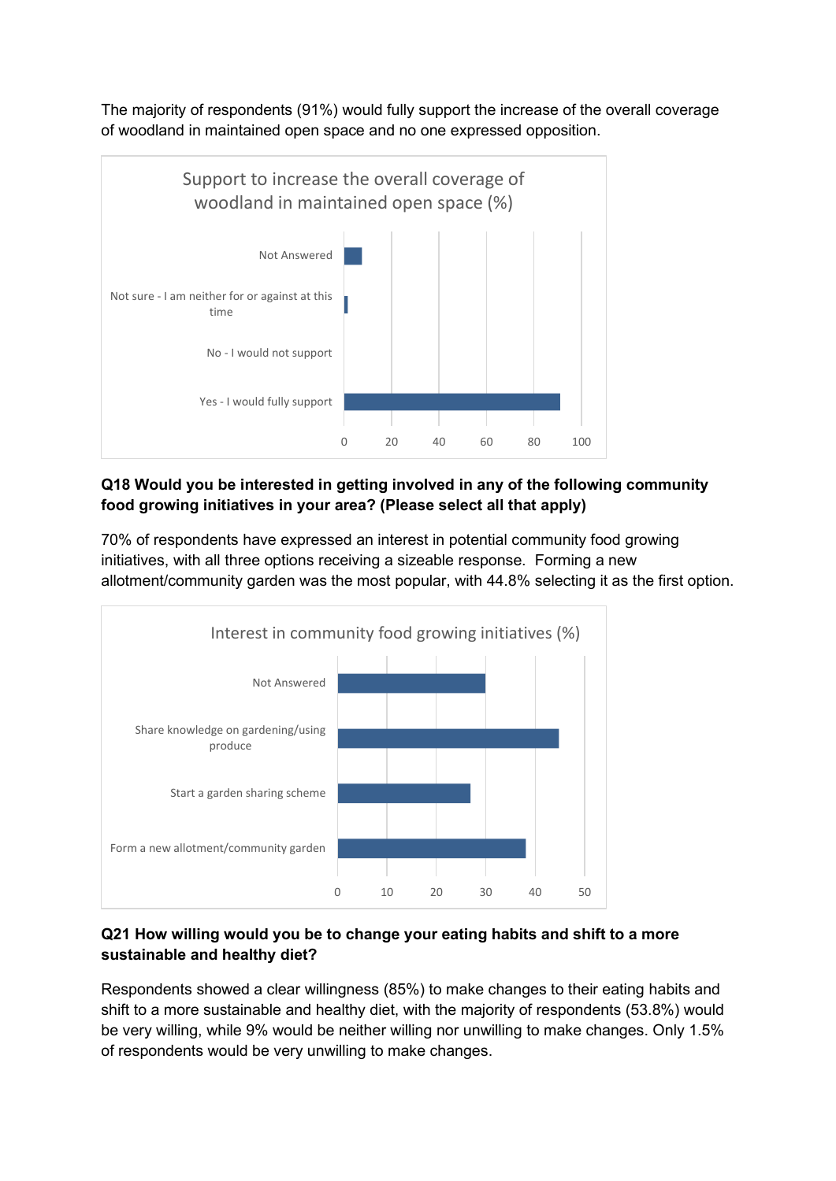The majority of respondents (91%) would fully support the increase of the overall coverage of woodland in maintained open space and no one expressed opposition.

Support to increase the overall coverage of woodland in maintained open space (%)

Not Answered

Not sure - I am neither for or against at this time

No - I would not support

Yes - I would fully support

0 20 40 60 80 100

**Q18 Would you be interested in getting involved in any of the following community food growing initiatives in your area? (Please select all that apply)**

70% of respondents have expressed an interest in potential community food growing initiatives, with all three options receiving a sizeable response. Forming a new allotment/community garden was the most popular, with 44.8% selecting it as the first option.

Interest in community food growing initiatives (%)

Not Answered

Share knowledge on gardening/using produce

Start a garden sharing scheme

Form a new allotment/community garden

0 10 20 30 40 50

**Q21 How willing would you be to change your eating habits and shift to a more sustainable and healthy diet?**

Respondents showed a clear willingness (85%) to make changes to their eating habits and shift to a more sustainable and healthy diet, with the majority of respondents (53.8%) would be very willing, while 9% would be neither willing nor unwilling to make changes. Only 1.5% of respondents would be very unwilling to make changes.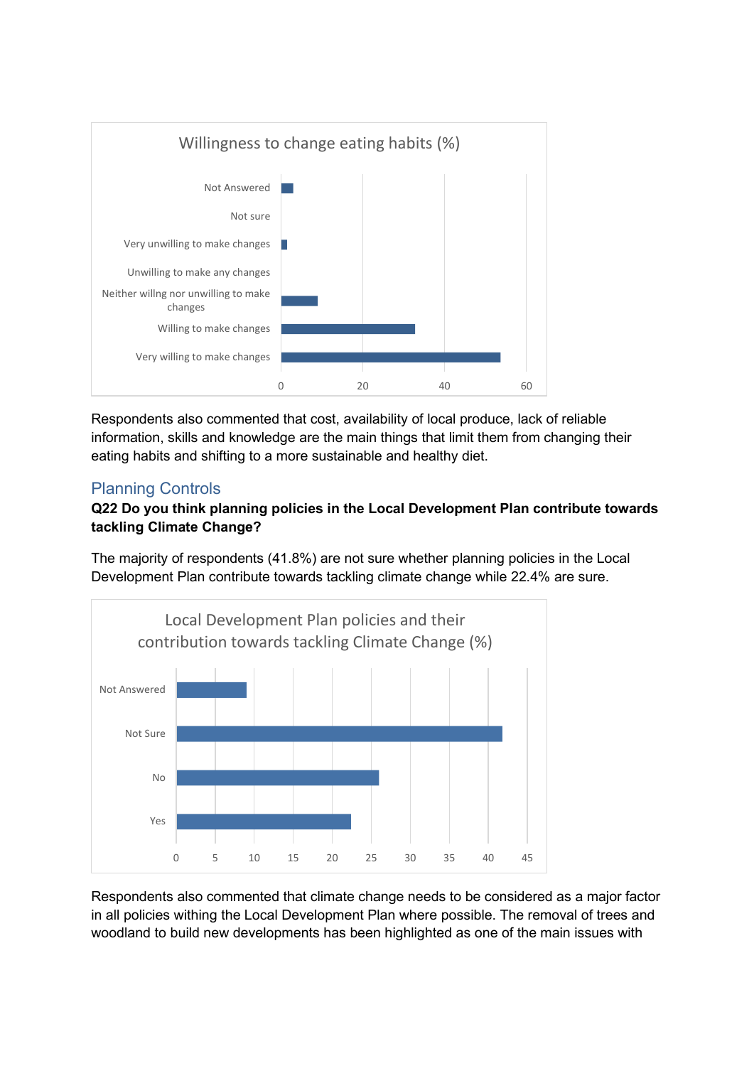Willingness to change eating habits (%)

| Response | % |
|---|---|
| Not Answered | |
| Not sure | |
| Very unwilling to make changes | |
| Unwilling to make any changes | |
| Neither willng nor unwilling to make changes | |
| Willing to make changes | |
| Very willing to make changes | |

Respondents also commented that cost, availability of local produce, lack of reliable information, skills and knowledge are the main things that limit them from changing their eating habits and shifting to a more sustainable and healthy diet.

## Planning Controls

**Q22 Do you think planning policies in the Local Development Plan contribute towards tackling Climate Change?**

The majority of respondents (41.8%) are not sure whether planning policies in the Local Development Plan contribute towards tackling climate change while 22.4% are sure.

Local Development Plan policies and their contribution towards tackling Climate Change (%)

| Response | % |
|---|---|
| Not Answered | |
| Not Sure | 41.8 |
| No | |
| Yes | 22.4 |

Respondents also commented that climate change needs to be considered as a major factor in all policies withing the Local Development Plan where possible. The removal of trees and woodland to build new developments has been highlighted as one of the main issues with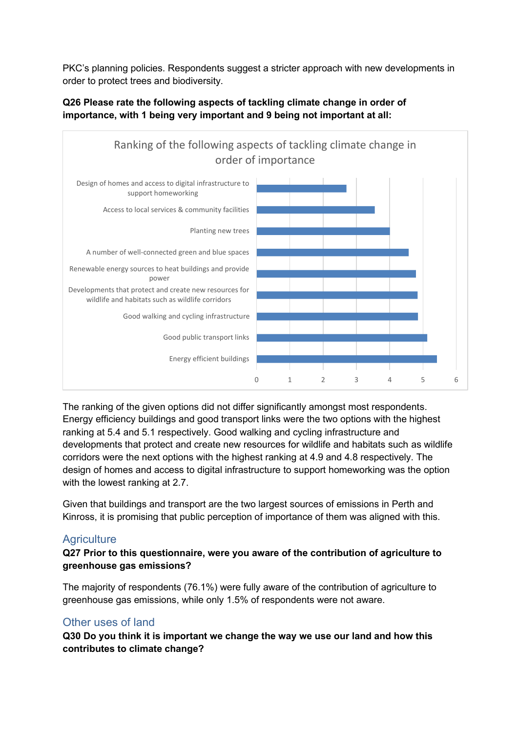PKC's planning policies. Respondents suggest a stricter approach with new developments in order to protect trees and biodiversity.

**Q26 Please rate the following aspects of tackling climate change in order of importance, with 1 being very important and 9 being not important at all:**

The ranking of the given options did not differ significantly amongst most respondents. Energy efficiency buildings and good transport links were the two options with the highest ranking at 5.4 and 5.1 respectively. Good walking and cycling infrastructure and developments that protect and create new resources for wildlife and habitats such as wildlife corridors were the next options with the highest ranking at 4.9 and 4.8 respectively. The design of homes and access to digital infrastructure to support homeworking was the option with the lowest ranking at 2.7.

Given that buildings and transport are the two largest sources of emissions in Perth and Kinross, it is promising that public perception of importance of them was aligned with this.

## Agriculture

**Q27 Prior to this questionnaire, were you aware of the contribution of agriculture to greenhouse gas emissions?**

The majority of respondents (76.1%) were fully aware of the contribution of agriculture to greenhouse gas emissions, while only 1.5% of respondents were not aware.

## Other uses of land

**Q30 Do you think it is important we change the way we use our land and how this contributes to climate change?**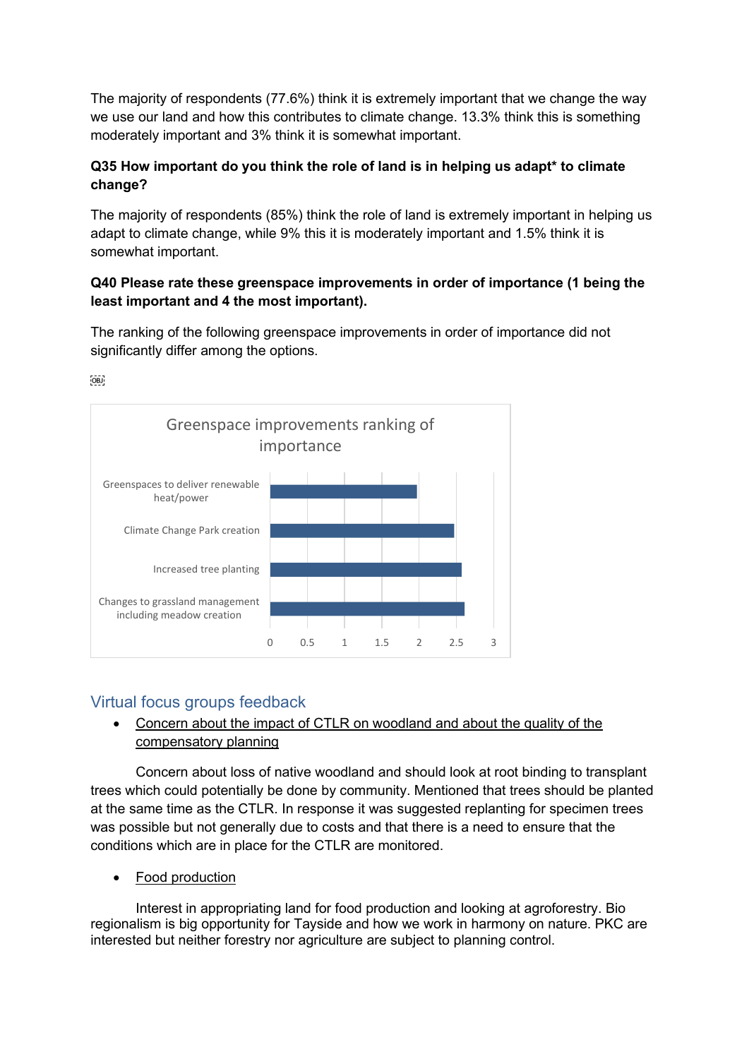The majority of respondents (77.6%) think it is extremely important that we change the way we use our land and how this contributes to climate change. 13.3% think this is something moderately important and 3% think it is somewhat important.

**Q35 How important do you think the role of land is in helping us adapt* to climate change?**

The majority of respondents (85%) think the role of land is extremely important in helping us adapt to climate change, while 9% this it is moderately important and 1.5% think it is somewhat important.

**Q40 Please rate these greenspace improvements in order of importance (1 being the least important and 4 the most important).**

The ranking of the following greenspace improvements in order of importance did not significantly differ among the options.

Greenspace improvements ranking of importance

| Greenspace improvement | Ranking of importance |
| --- | --- |
| Greenspaces to deliver renewable heat/power | ~2.0 |
| Climate Change Park creation | ~2.5 |
| Increased tree planting | ~2.6 |
| Changes to grassland management including meadow creation | ~2.6 |

## Virtual focus groups feedback

- Concern about the impact of CTLR on woodland and about the quality of the compensatory planning

Concern about loss of native woodland and should look at root binding to transplant trees which could potentially be done by community. Mentioned that trees should be planted at the same time as the CTLR. In response it was suggested replanting for specimen trees was possible but not generally due to costs and that there is a need to ensure that the conditions which are in place for the CTLR are monitored.

- Food production

Interest in appropriating land for food production and looking at agroforestry. Bio regionalism is big opportunity for Tayside and how we work in harmony on nature. PKC are interested but neither forestry nor agriculture are subject to planning control.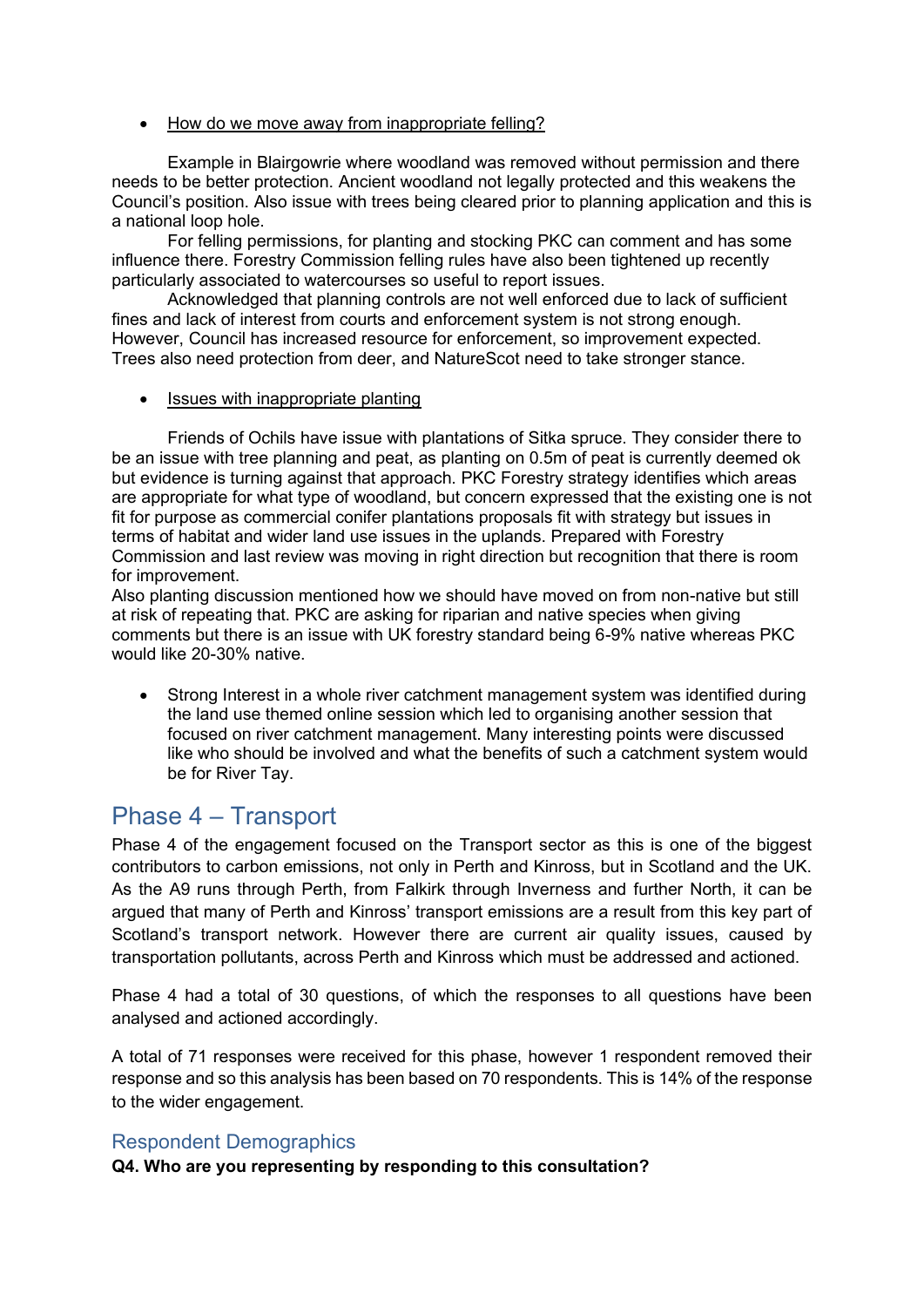- How do we move away from inappropriate felling?

Example in Blairgowrie where woodland was removed without permission and there needs to be better protection. Ancient woodland not legally protected and this weakens the Council's position. Also issue with trees being cleared prior to planning application and this is a national loop hole.

For felling permissions, for planting and stocking PKC can comment and has some influence there. Forestry Commission felling rules have also been tightened up recently particularly associated to watercourses so useful to report issues.

Acknowledged that planning controls are not well enforced due to lack of sufficient fines and lack of interest from courts and enforcement system is not strong enough. However, Council has increased resource for enforcement, so improvement expected. Trees also need protection from deer, and NatureScot need to take stronger stance.

- Issues with inappropriate planting

Friends of Ochils have issue with plantations of Sitka spruce. They consider there to be an issue with tree planning and peat, as planting on 0.5m of peat is currently deemed ok but evidence is turning against that approach. PKC Forestry strategy identifies which areas are appropriate for what type of woodland, but concern expressed that the existing one is not fit for purpose as commercial conifer plantations proposals fit with strategy but issues in terms of habitat and wider land use issues in the uplands. Prepared with Forestry Commission and last review was moving in right direction but recognition that there is room for improvement.

Also planting discussion mentioned how we should have moved on from non-native but still at risk of repeating that. PKC are asking for riparian and native species when giving comments but there is an issue with UK forestry standard being 6-9% native whereas PKC would like 20-30% native.

- Strong Interest in a whole river catchment management system was identified during the land use themed online session which led to organising another session that focused on river catchment management. Many interesting points were discussed like who should be involved and what the benefits of such a catchment system would be for River Tay.

## Phase 4 – Transport

Phase 4 of the engagement focused on the Transport sector as this is one of the biggest contributors to carbon emissions, not only in Perth and Kinross, but in Scotland and the UK. As the A9 runs through Perth, from Falkirk through Inverness and further North, it can be argued that many of Perth and Kinross' transport emissions are a result from this key part of Scotland's transport network. However there are current air quality issues, caused by transportation pollutants, across Perth and Kinross which must be addressed and actioned.

Phase 4 had a total of 30 questions, of which the responses to all questions have been analysed and actioned accordingly.

A total of 71 responses were received for this phase, however 1 respondent removed their response and so this analysis has been based on 70 respondents. This is 14% of the response to the wider engagement.

### Respondent Demographics

**Q4. Who are you representing by responding to this consultation?**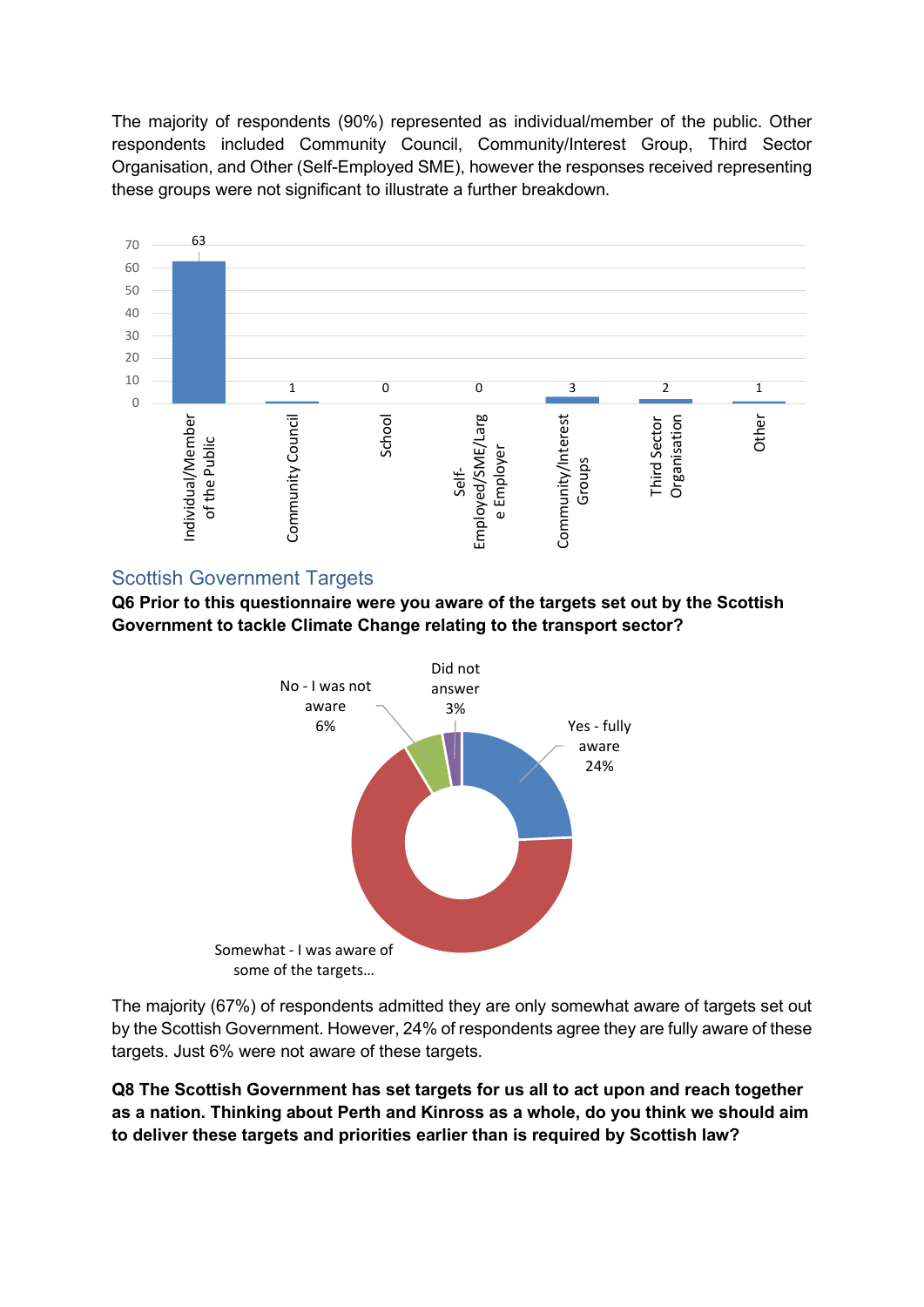The majority of respondents (90%) represented as individual/member of the public. Other respondents included Community Council, Community/Interest Group, Third Sector Organisation, and Other (Self-Employed SME), however the responses received representing these groups were not significant to illustrate a further breakdown.

| Respondent type | Count |
| --- | --- |
| Individual/Member of the Public | 63 |
| Community Council | 1 |
| School | 0 |
| Self-Employed/SME/Large Employer | 0 |
| Community/Interest Groups | 3 |
| Third Sector Organisation | 2 |
| Other | 1 |

## Scottish Government Targets

**Q6 Prior to this questionnaire were you aware of the targets set out by the Scottish Government to tackle Climate Change relating to the transport sector?**

| Response | Percentage |
| --- | --- |
| Yes - fully aware | 24% |
| Somewhat - I was aware of some of the targets… | |
| No - I was not aware | 6% |
| Did not answer | 3% |

The majority (67%) of respondents admitted they are only somewhat aware of targets set out by the Scottish Government. However, 24% of respondents agree they are fully aware of these targets. Just 6% were not aware of these targets.

**Q8 The Scottish Government has set targets for us all to act upon and reach together as a nation. Thinking about Perth and Kinross as a whole, do you think we should aim to deliver these targets and priorities earlier than is required by Scottish law?**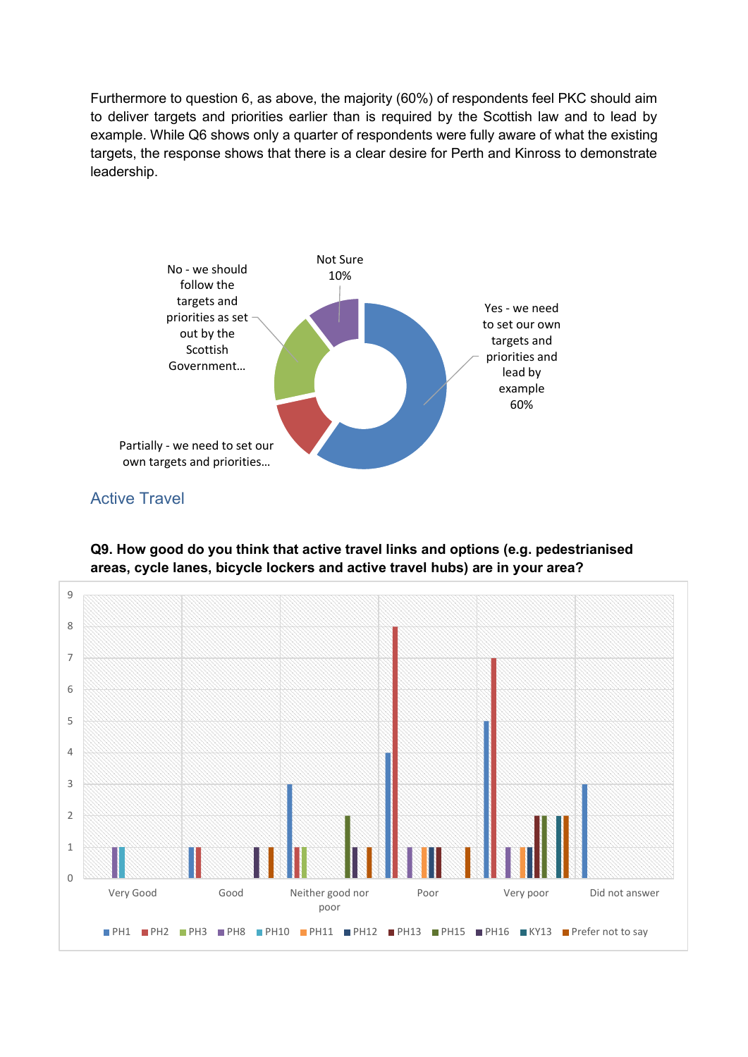Furthermore to question 6, as above, the majority (60%) of respondents feel PKC should aim to deliver targets and priorities earlier than is required by the Scottish law and to lead by example. While Q6 shows only a quarter of respondents were fully aware of what the existing targets, the response shows that there is a clear desire for Perth and Kinross to demonstrate leadership.

## Active Travel

**Q9. How good do you think that active travel links and options (e.g. pedestrianised areas, cycle lanes, bicycle lockers and active travel hubs) are in your area?**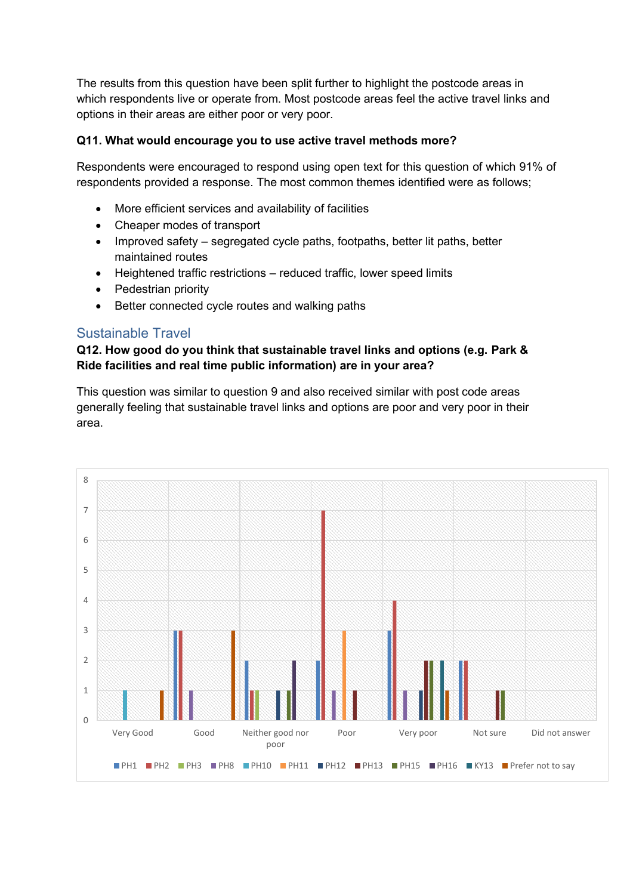The results from this question have been split further to highlight the postcode areas in which respondents live or operate from. Most postcode areas feel the active travel links and options in their areas are either poor or very poor.

**Q11. What would encourage you to use active travel methods more?**

Respondents were encouraged to respond using open text for this question of which 91% of respondents provided a response. The most common themes identified were as follows;

- More efficient services and availability of facilities
- Cheaper modes of transport
- Improved safety – segregated cycle paths, footpaths, better lit paths, better maintained routes
- Heightened traffic restrictions – reduced traffic, lower speed limits
- Pedestrian priority
- Better connected cycle routes and walking paths

## Sustainable Travel

**Q12. How good do you think that sustainable travel links and options (e.g. Park & Ride facilities and real time public information) are in your area?**

This question was similar to question 9 and also received similar with post code areas generally feeling that sustainable travel links and options are poor and very poor in their area.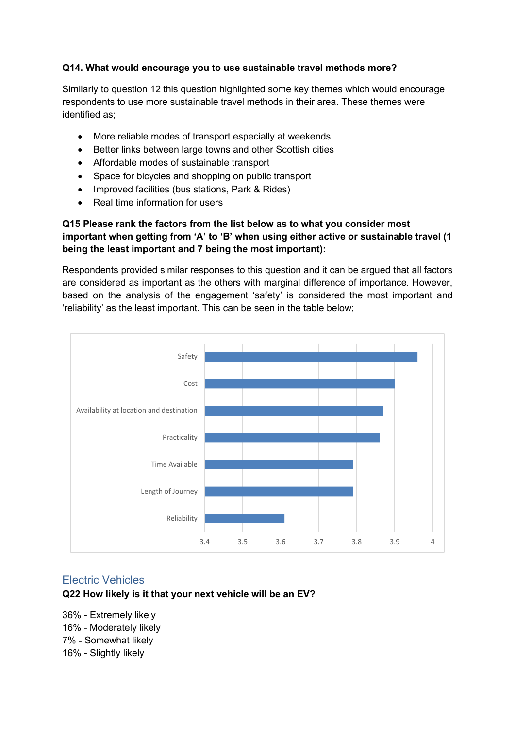**Q14. What would encourage you to use sustainable travel methods more?**

Similarly to question 12 this question highlighted some key themes which would encourage respondents to use more sustainable travel methods in their area. These themes were identified as;

- More reliable modes of transport especially at weekends
- Better links between large towns and other Scottish cities
- Affordable modes of sustainable transport
- Space for bicycles and shopping on public transport
- Improved facilities (bus stations, Park & Rides)
- Real time information for users

**Q15 Please rank the factors from the list below as to what you consider most important when getting from 'A' to 'B' when using either active or sustainable travel (1 being the least important and 7 being the most important):**

Respondents provided similar responses to this question and it can be argued that all factors are considered as important as the others with marginal difference of importance. However, based on the analysis of the engagement 'safety' is considered the most important and 'reliability' as the least important. This can be seen in the table below;

Safety
Cost
Availability at location and destination
Practicality
Time Available
Length of Journey
Reliability

3.4 3.5 3.6 3.7 3.8 3.9 4

## Electric Vehicles

**Q22 How likely is it that your next vehicle will be an EV?**

36% - Extremely likely
16% - Moderately likely
7% - Somewhat likely
16% - Slightly likely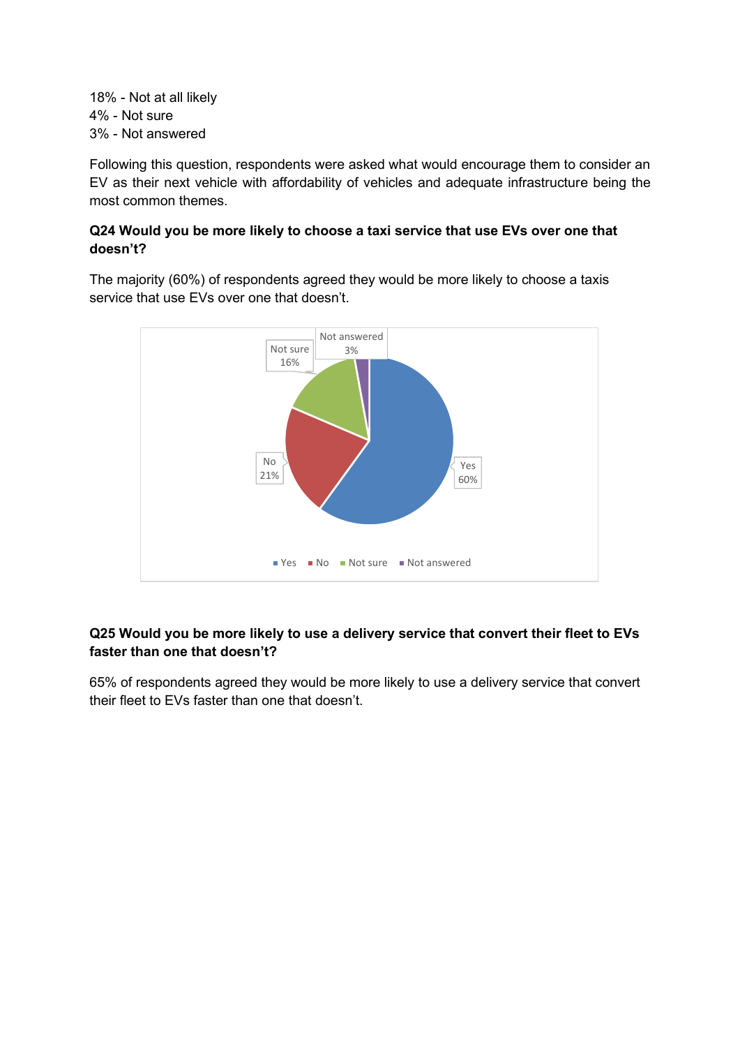18% - Not at all likely
4% - Not sure
3% - Not answered

Following this question, respondents were asked what would encourage them to consider an EV as their next vehicle with affordability of vehicles and adequate infrastructure being the most common themes.

**Q24 Would you be more likely to choose a taxi service that use EVs over one that doesn't?**

The majority (60%) of respondents agreed they would be more likely to choose a taxis service that use EVs over one that doesn't.

| Response | Percentage |
| --- | --- |
| Yes | 60% |
| No | 21% |
| Not sure | 16% |
| Not answered | 3% |

**Q25 Would you be more likely to use a delivery service that convert their fleet to EVs faster than one that doesn't?**

65% of respondents agreed they would be more likely to use a delivery service that convert their fleet to EVs faster than one that doesn't.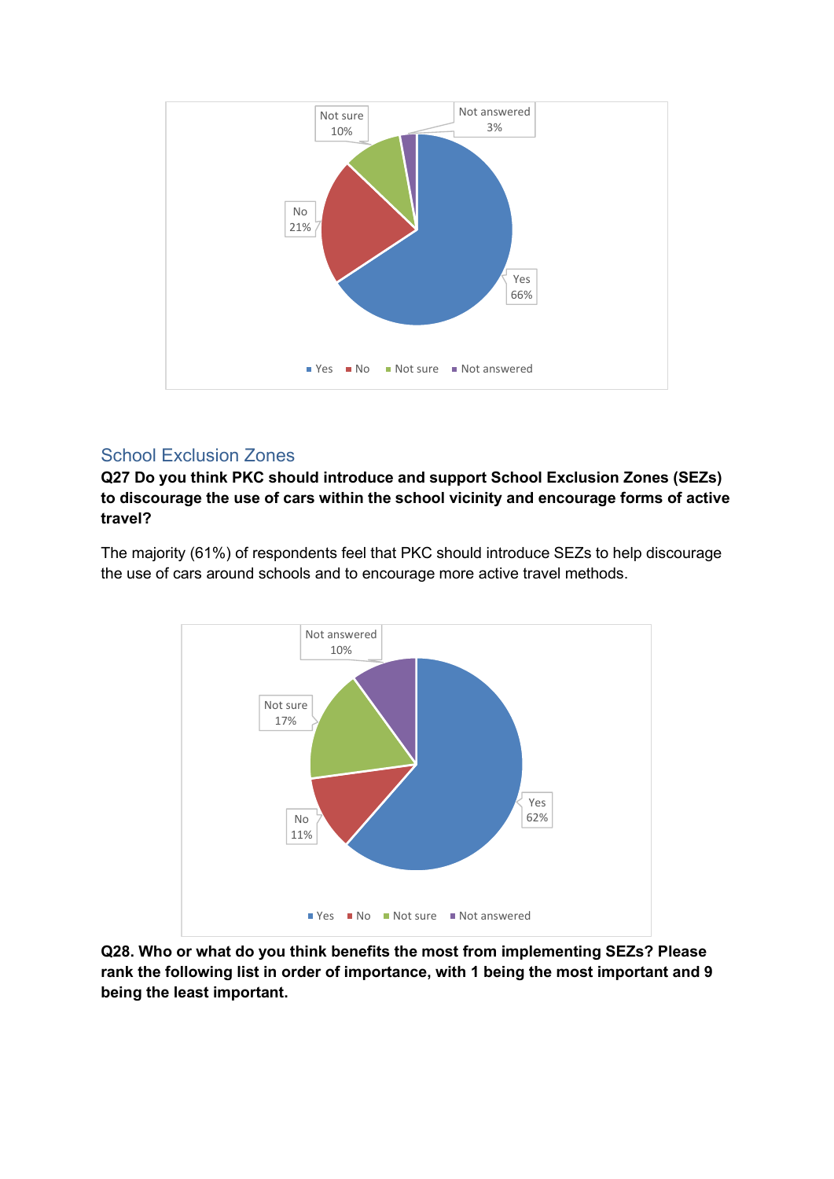## School Exclusion Zones

**Q27 Do you think PKC should introduce and support School Exclusion Zones (SEZs) to discourage the use of cars within the school vicinity and encourage forms of active travel?**

The majority (61%) of respondents feel that PKC should introduce SEZs to help discourage the use of cars around schools and to encourage more active travel methods.

**Q28. Who or what do you think benefits the most from implementing SEZs? Please rank the following list in order of importance, with 1 being the most important and 9 being the least important.**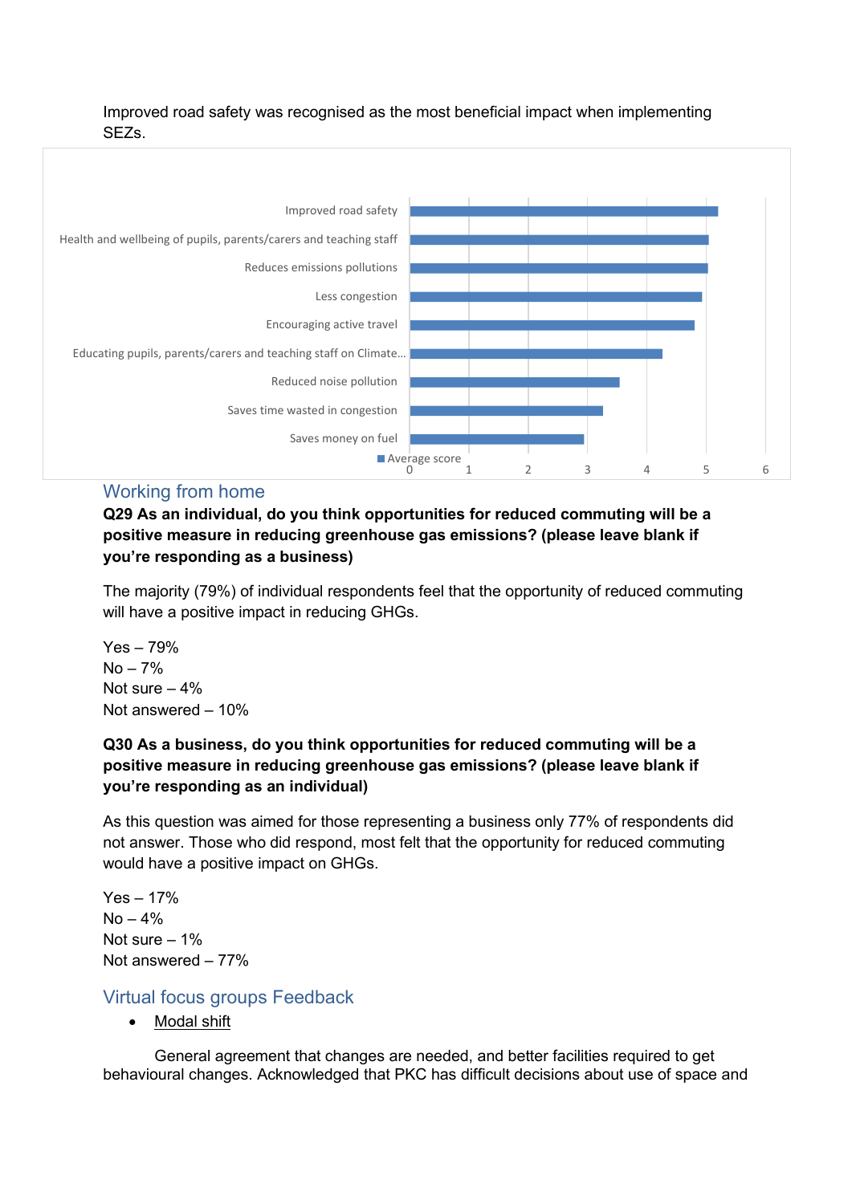Improved road safety was recognised as the most beneficial impact when implementing SEZs.

Improved road safety
Health and wellbeing of pupils, parents/carers and teaching staff
Reduces emissions pollutions
Less congestion
Encouraging active travel
Educating pupils, parents/carers and teaching staff on Climate...
Reduced noise pollution
Saves time wasted in congestion
Saves money on fuel

■ Average score

0 1 2 3 4 5 6

## Working from home

**Q29 As an individual, do you think opportunities for reduced commuting will be a positive measure in reducing greenhouse gas emissions? (please leave blank if you're responding as a business)**

The majority (79%) of individual respondents feel that the opportunity of reduced commuting will have a positive impact in reducing GHGs.

Yes – 79%
No – 7%
Not sure – 4%
Not answered – 10%

**Q30 As a business, do you think opportunities for reduced commuting will be a positive measure in reducing greenhouse gas emissions? (please leave blank if you're responding as an individual)**

As this question was aimed for those representing a business only 77% of respondents did not answer. Those who did respond, most felt that the opportunity for reduced commuting would have a positive impact on GHGs.

Yes – 17%
No – 4%
Not sure – 1%
Not answered – 77%

## Virtual focus groups Feedback

- Modal shift

General agreement that changes are needed, and better facilities required to get behavioural changes. Acknowledged that PKC has difficult decisions about use of space and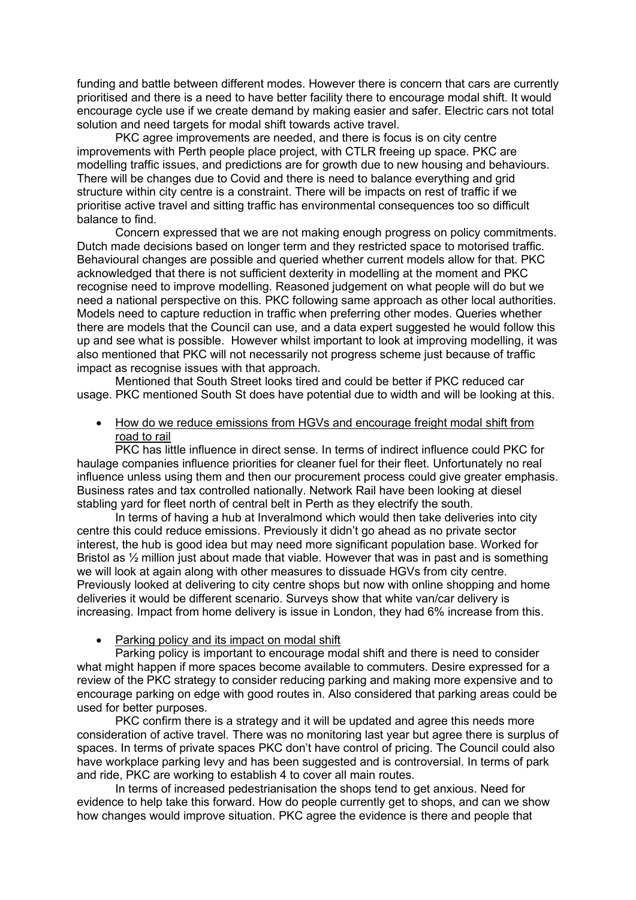funding and battle between different modes. However there is concern that cars are currently prioritised and there is a need to have better facility there to encourage modal shift. It would encourage cycle use if we create demand by making easier and safer. Electric cars not total solution and need targets for modal shift towards active travel.

PKC agree improvements are needed, and there is focus is on city centre improvements with Perth people place project, with CTLR freeing up space. PKC are modelling traffic issues, and predictions are for growth due to new housing and behaviours. There will be changes due to Covid and there is need to balance everything and grid structure within city centre is a constraint. There will be impacts on rest of traffic if we prioritise active travel and sitting traffic has environmental consequences too so difficult balance to find.

Concern expressed that we are not making enough progress on policy commitments. Dutch made decisions based on longer term and they restricted space to motorised traffic. Behavioural changes are possible and queried whether current models allow for that. PKC acknowledged that there is not sufficient dexterity in modelling at the moment and PKC recognise need to improve modelling. Reasoned judgement on what people will do but we need a national perspective on this. PKC following same approach as other local authorities. Models need to capture reduction in traffic when preferring other modes. Queries whether there are models that the Council can use, and a data expert suggested he would follow this up and see what is possible. However whilst important to look at improving modelling, it was also mentioned that PKC will not necessarily not progress scheme just because of traffic impact as recognise issues with that approach.

Mentioned that South Street looks tired and could be better if PKC reduced car usage. PKC mentioned South St does have potential due to width and will be looking at this.

- <u>How do we reduce emissions from HGVs and encourage freight modal shift from road to rail</u>

PKC has little influence in direct sense. In terms of indirect influence could PKC for haulage companies influence priorities for cleaner fuel for their fleet. Unfortunately no real influence unless using them and then our procurement process could give greater emphasis. Business rates and tax controlled nationally. Network Rail have been looking at diesel stabling yard for fleet north of central belt in Perth as they electrify the south.

In terms of having a hub at Inveralmond which would then take deliveries into city centre this could reduce emissions. Previously it didn't go ahead as no private sector interest, the hub is good idea but may need more significant population base. Worked for Bristol as ½ million just about made that viable. However that was in past and is something we will look at again along with other measures to dissuade HGVs from city centre. Previously looked at delivering to city centre shops but now with online shopping and home deliveries it would be different scenario. Surveys show that white van/car delivery is increasing. Impact from home delivery is issue in London, they had 6% increase from this.

- <u>Parking policy and its impact on modal shift</u>

Parking policy is important to encourage modal shift and there is need to consider what might happen if more spaces become available to commuters. Desire expressed for a review of the PKC strategy to consider reducing parking and making more expensive and to encourage parking on edge with good routes in. Also considered that parking areas could be used for better purposes.

PKC confirm there is a strategy and it will be updated and agree this needs more consideration of active travel. There was no monitoring last year but agree there is surplus of spaces. In terms of private spaces PKC don't have control of pricing. The Council could also have workplace parking levy and has been suggested and is controversial. In terms of park and ride, PKC are working to establish 4 to cover all main routes.

In terms of increased pedestrianisation the shops tend to get anxious. Need for evidence to help take this forward. How do people currently get to shops, and can we show how changes would improve situation. PKC agree the evidence is there and people that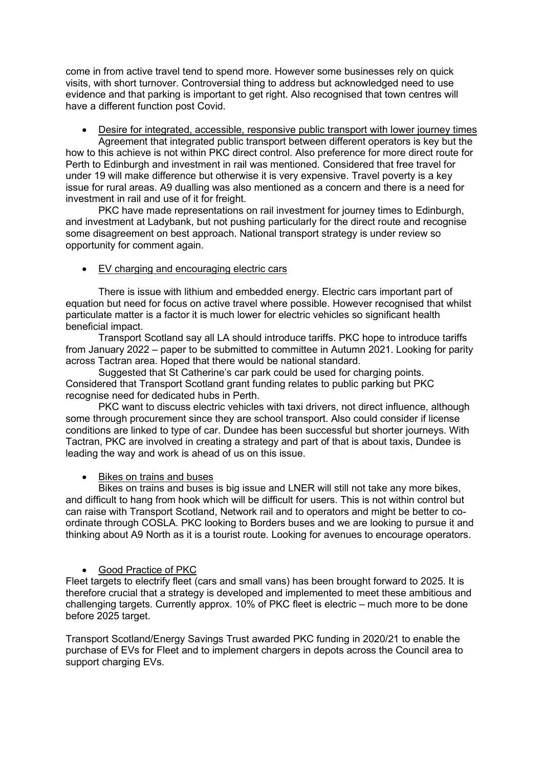come in from active travel tend to spend more. However some businesses rely on quick visits, with short turnover. Controversial thing to address but acknowledged need to use evidence and that parking is important to get right. Also recognised that town centres will have a different function post Covid.

- <u>Desire for integrated, accessible, responsive public transport with lower journey times</u>

Agreement that integrated public transport between different operators is key but the how to this achieve is not within PKC direct control. Also preference for more direct route for Perth to Edinburgh and investment in rail was mentioned. Considered that free travel for under 19 will make difference but otherwise it is very expensive. Travel poverty is a key issue for rural areas. A9 dualling was also mentioned as a concern and there is a need for investment in rail and use of it for freight.

PKC have made representations on rail investment for journey times to Edinburgh, and investment at Ladybank, but not pushing particularly for the direct route and recognise some disagreement on best approach. National transport strategy is under review so opportunity for comment again.

- <u>EV charging and encouraging electric cars</u>

There is issue with lithium and embedded energy. Electric cars important part of equation but need for focus on active travel where possible. However recognised that whilst particulate matter is a factor it is much lower for electric vehicles so significant health beneficial impact.

Transport Scotland say all LA should introduce tariffs. PKC hope to introduce tariffs from January 2022 – paper to be submitted to committee in Autumn 2021. Looking for parity across Tactran area. Hoped that there would be national standard.

Suggested that St Catherine's car park could be used for charging points. Considered that Transport Scotland grant funding relates to public parking but PKC recognise need for dedicated hubs in Perth.

PKC want to discuss electric vehicles with taxi drivers, not direct influence, although some through procurement since they are school transport. Also could consider if license conditions are linked to type of car. Dundee has been successful but shorter journeys. With Tactran, PKC are involved in creating a strategy and part of that is about taxis, Dundee is leading the way and work is ahead of us on this issue.

- <u>Bikes on trains and buses</u>

Bikes on trains and buses is big issue and LNER will still not take any more bikes, and difficult to hang from hook which will be difficult for users. This is not within control but can raise with Transport Scotland, Network rail and to operators and might be better to co-ordinate through COSLA. PKC looking to Borders buses and we are looking to pursue it and thinking about A9 North as it is a tourist route. Looking for avenues to encourage operators.

- <u>Good Practice of PKC</u>

Fleet targets to electrify fleet (cars and small vans) has been brought forward to 2025. It is therefore crucial that a strategy is developed and implemented to meet these ambitious and challenging targets. Currently approx. 10% of PKC fleet is electric – much more to be done before 2025 target.

Transport Scotland/Energy Savings Trust awarded PKC funding in 2020/21 to enable the purchase of EVs for Fleet and to implement chargers in depots across the Council area to support charging EVs.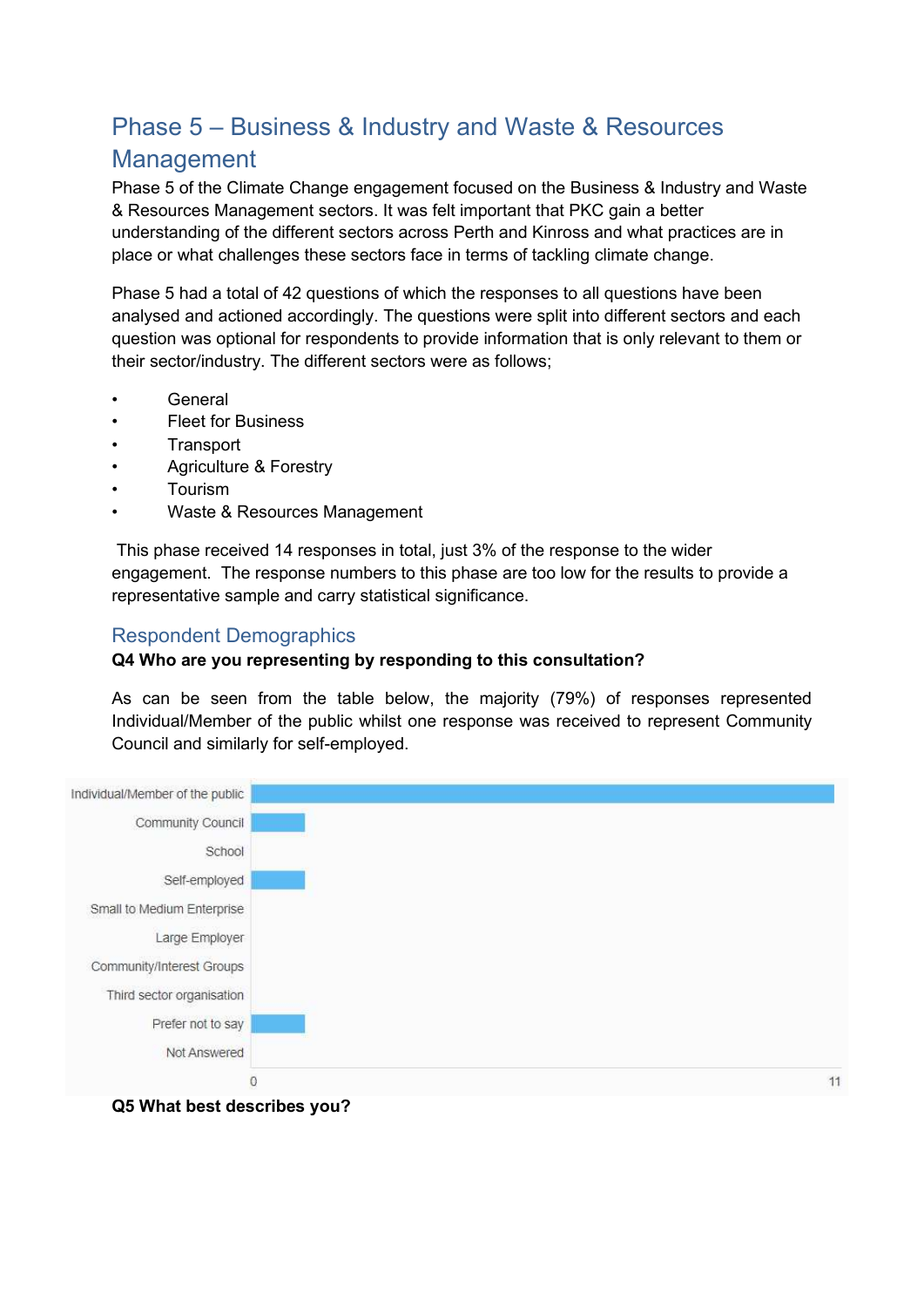## Phase 5 – Business & Industry and Waste & Resources Management

Phase 5 of the Climate Change engagement focused on the Business & Industry and Waste & Resources Management sectors. It was felt important that PKC gain a better understanding of the different sectors across Perth and Kinross and what practices are in place or what challenges these sectors face in terms of tackling climate change.

Phase 5 had a total of 42 questions of which the responses to all questions have been analysed and actioned accordingly. The questions were split into different sectors and each question was optional for respondents to provide information that is only relevant to them or their sector/industry. The different sectors were as follows;

- General
- Fleet for Business
- Transport
- Agriculture & Forestry
- Tourism
- Waste & Resources Management

This phase received 14 responses in total, just 3% of the response to the wider engagement. The response numbers to this phase are too low for the results to provide a representative sample and carry statistical significance.

### Respondent Demographics

**Q4 Who are you representing by responding to this consultation?**

As can be seen from the table below, the majority (79%) of responses represented Individual/Member of the public whilst one response was received to represent Community Council and similarly for self-employed.

| Option | Responses |
|---|---|
| Individual/Member of the public | 11 |
| Community Council | 1 |
| School | 0 |
| Self-employed | 1 |
| Small to Medium Enterprise | 0 |
| Large Employer | 0 |
| Community/Interest Groups | 0 |
| Third sector organisation | 0 |
| Prefer not to say | 1 |
| Not Answered | 0 |

**Q5 What best describes you?**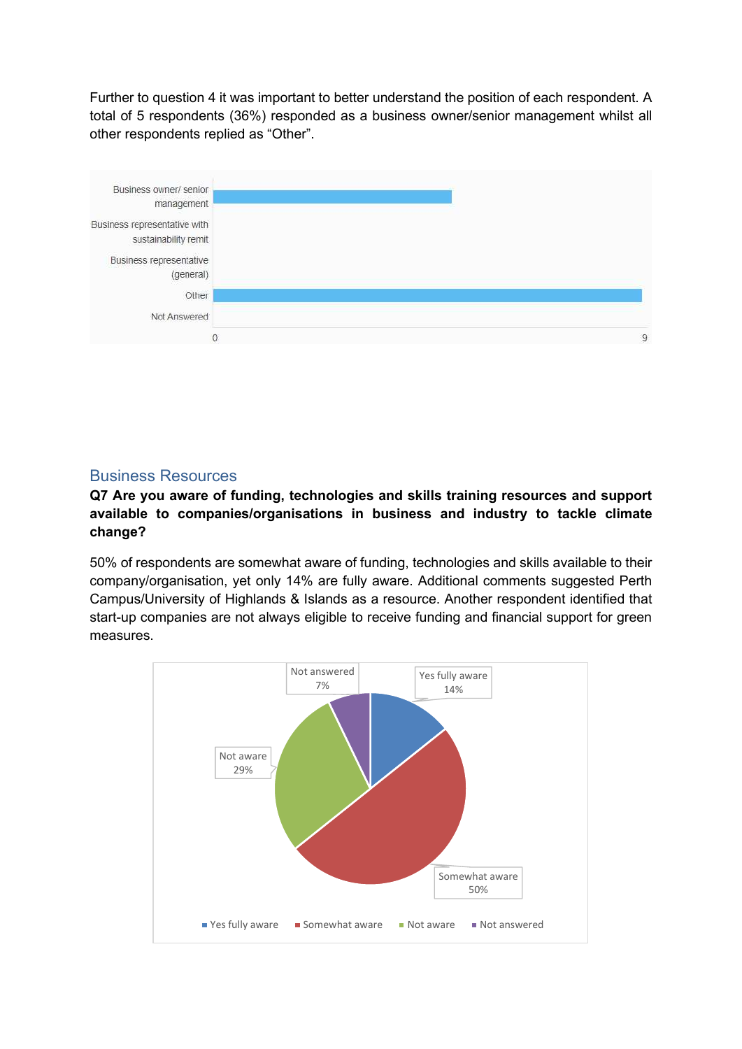Further to question 4 it was important to better understand the position of each respondent. A total of 5 respondents (36%) responded as a business owner/senior management whilst all other respondents replied as "Other".

| Position | Count |
|---|---|
| Business owner/ senior management | 5 |
| Business representative with sustainability remit | 0 |
| Business representative (general) | 0 |
| Other | 9 |
| Not Answered | 0 |

## Business Resources

**Q7 Are you aware of funding, technologies and skills training resources and support available to companies/organisations in business and industry to tackle climate change?**

50% of respondents are somewhat aware of funding, technologies and skills available to their company/organisation, yet only 14% are fully aware. Additional comments suggested Perth Campus/University of Highlands & Islands as a resource. Another respondent identified that start-up companies are not always eligible to receive funding and financial support for green measures.

| Response | Percentage |
|---|---|
| Yes fully aware | 14% |
| Somewhat aware | 50% |
| Not aware | 29% |
| Not answered | 7% |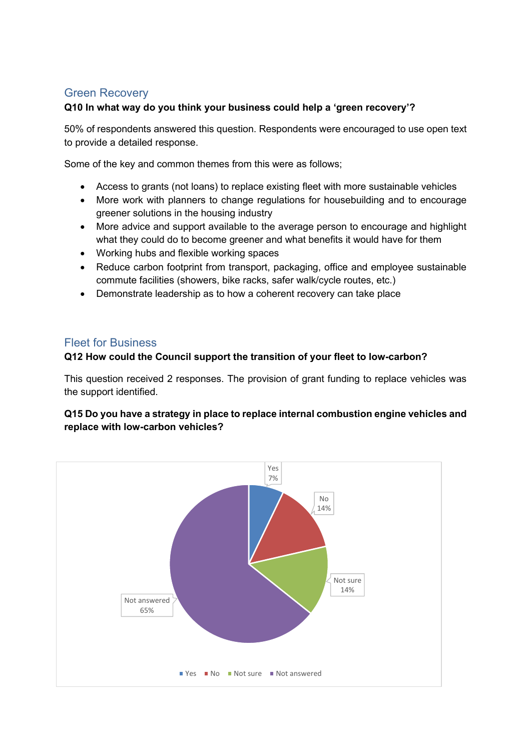## Green Recovery

**Q10 In what way do you think your business could help a 'green recovery'?**

50% of respondents answered this question. Respondents were encouraged to use open text to provide a detailed response.

Some of the key and common themes from this were as follows;

- Access to grants (not loans) to replace existing fleet with more sustainable vehicles
- More work with planners to change regulations for housebuilding and to encourage greener solutions in the housing industry
- More advice and support available to the average person to encourage and highlight what they could do to become greener and what benefits it would have for them
- Working hubs and flexible working spaces
- Reduce carbon footprint from transport, packaging, office and employee sustainable commute facilities (showers, bike racks, safer walk/cycle routes, etc.)
- Demonstrate leadership as to how a coherent recovery can take place

## Fleet for Business

**Q12 How could the Council support the transition of your fleet to low-carbon?**

This question received 2 responses. The provision of grant funding to replace vehicles was the support identified.

**Q15 Do you have a strategy in place to replace internal combustion engine vehicles and replace with low-carbon vehicles?**

| Response | Percentage |
|---|---|
| Yes | 7% |
| No | 14% |
| Not sure | 14% |
| Not answered | 65% |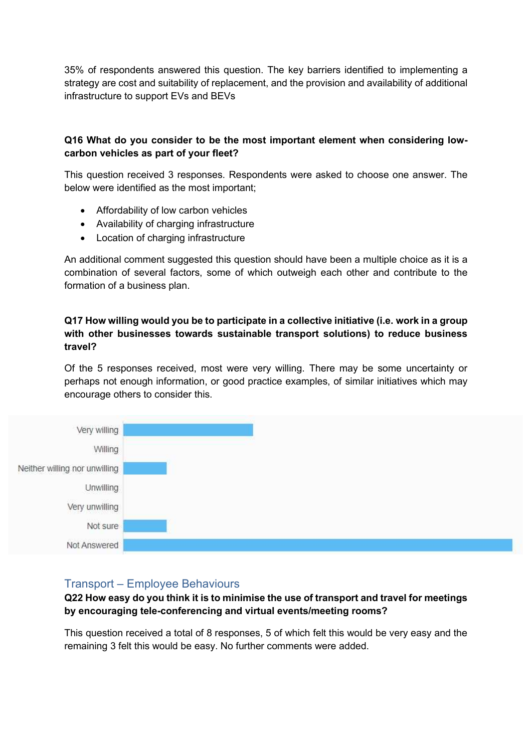35% of respondents answered this question. The key barriers identified to implementing a strategy are cost and suitability of replacement, and the provision and availability of additional infrastructure to support EVs and BEVs

**Q16 What do you consider to be the most important element when considering low-carbon vehicles as part of your fleet?**

This question received 3 responses. Respondents were asked to choose one answer. The below were identified as the most important;

- Affordability of low carbon vehicles
- Availability of charging infrastructure
- Location of charging infrastructure

An additional comment suggested this question should have been a multiple choice as it is a combination of several factors, some of which outweigh each other and contribute to the formation of a business plan.

**Q17 How willing would you be to participate in a collective initiative (i.e. work in a group with other businesses towards sustainable transport solutions) to reduce business travel?**

Of the 5 responses received, most were very willing. There may be some uncertainty or perhaps not enough information, or good practice examples, of similar initiatives which may encourage others to consider this.

Very willing
Willing
Neither willing nor unwilling
Unwilling
Very unwilling
Not sure
Not Answered

## Transport – Employee Behaviours

**Q22 How easy do you think it is to minimise the use of transport and travel for meetings by encouraging tele-conferencing and virtual events/meeting rooms?**

This question received a total of 8 responses, 5 of which felt this would be very easy and the remaining 3 felt this would be easy. No further comments were added.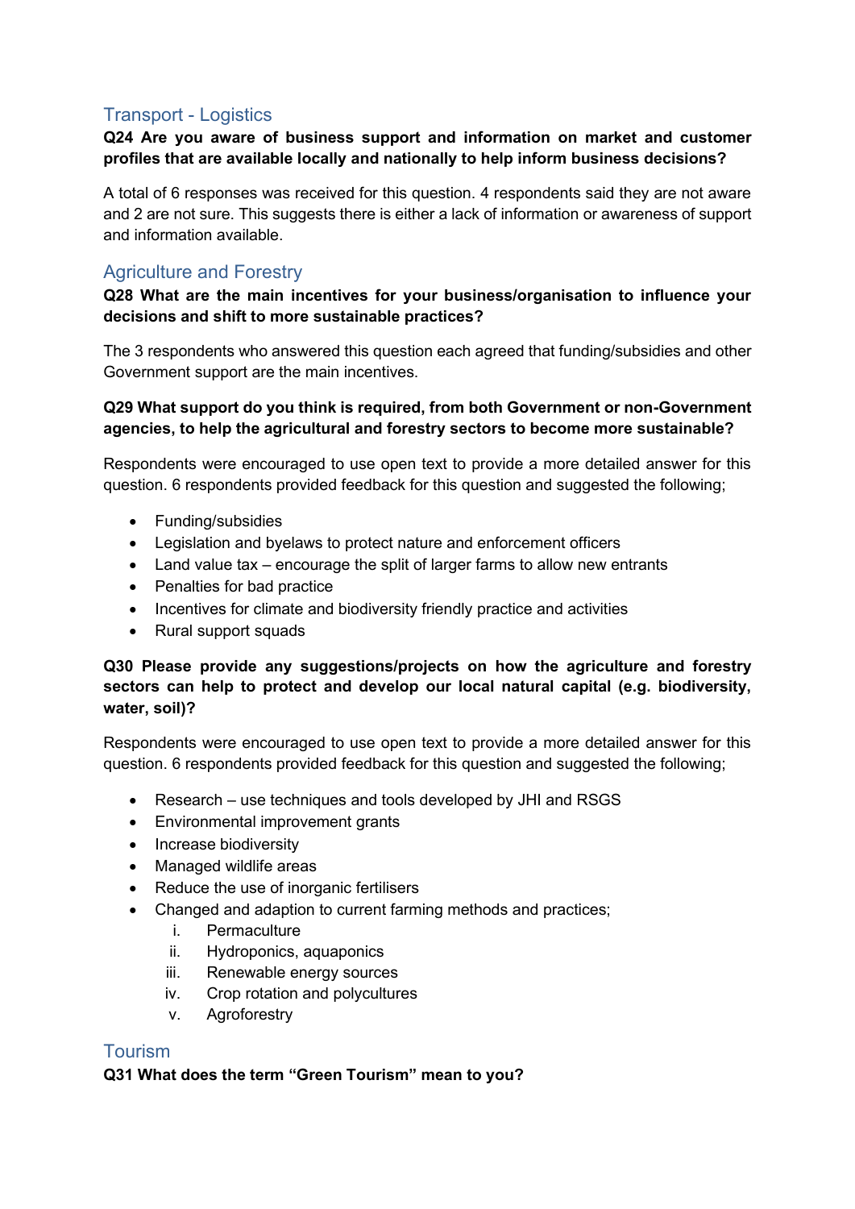## Transport - Logistics

**Q24 Are you aware of business support and information on market and customer profiles that are available locally and nationally to help inform business decisions?**

A total of 6 responses was received for this question. 4 respondents said they are not aware and 2 are not sure. This suggests there is either a lack of information or awareness of support and information available.

## Agriculture and Forestry

**Q28 What are the main incentives for your business/organisation to influence your decisions and shift to more sustainable practices?**

The 3 respondents who answered this question each agreed that funding/subsidies and other Government support are the main incentives.

**Q29 What support do you think is required, from both Government or non-Government agencies, to help the agricultural and forestry sectors to become more sustainable?**

Respondents were encouraged to use open text to provide a more detailed answer for this question. 6 respondents provided feedback for this question and suggested the following;

- Funding/subsidies
- Legislation and byelaws to protect nature and enforcement officers
- Land value tax – encourage the split of larger farms to allow new entrants
- Penalties for bad practice
- Incentives for climate and biodiversity friendly practice and activities
- Rural support squads

**Q30 Please provide any suggestions/projects on how the agriculture and forestry sectors can help to protect and develop our local natural capital (e.g. biodiversity, water, soil)?**

Respondents were encouraged to use open text to provide a more detailed answer for this question. 6 respondents provided feedback for this question and suggested the following;

- Research – use techniques and tools developed by JHI and RSGS
- Environmental improvement grants
- Increase biodiversity
- Managed wildlife areas
- Reduce the use of inorganic fertilisers
- Changed and adaption to current farming methods and practices;
  i. Permaculture
  ii. Hydroponics, aquaponics
  iii. Renewable energy sources
  iv. Crop rotation and polycultures
  v. Agroforestry

## Tourism

**Q31 What does the term "Green Tourism" mean to you?**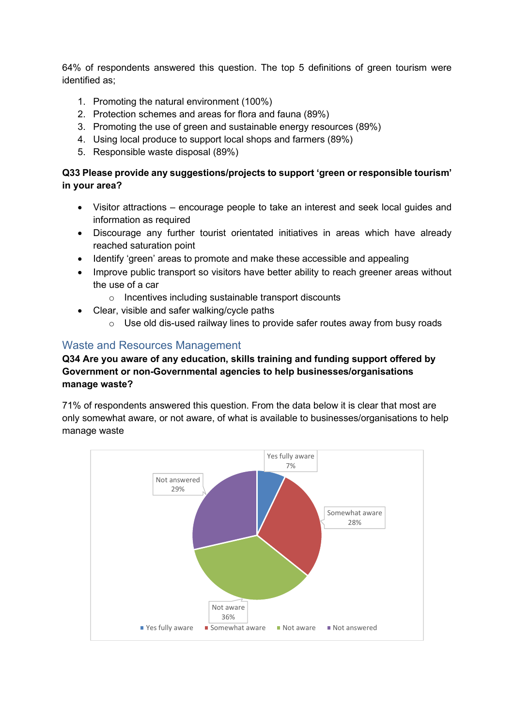64% of respondents answered this question. The top 5 definitions of green tourism were identified as;

1. Promoting the natural environment (100%)
2. Protection schemes and areas for flora and fauna (89%)
3. Promoting the use of green and sustainable energy resources (89%)
4. Using local produce to support local shops and farmers (89%)
5. Responsible waste disposal (89%)

**Q33 Please provide any suggestions/projects to support 'green or responsible tourism' in your area?**

- Visitor attractions – encourage people to take an interest and seek local guides and information as required
- Discourage any further tourist orientated initiatives in areas which have already reached saturation point
- Identify 'green' areas to promote and make these accessible and appealing
- Improve public transport so visitors have better ability to reach greener areas without the use of a car
    - Incentives including sustainable transport discounts
- Clear, visible and safer walking/cycle paths
    - Use old dis-used railway lines to provide safer routes away from busy roads

## Waste and Resources Management

**Q34 Are you aware of any education, skills training and funding support offered by Government or non-Governmental agencies to help businesses/organisations manage waste?**

71% of respondents answered this question. From the data below it is clear that most are only somewhat aware, or not aware, of what is available to businesses/organisations to help manage waste

| Response | Percentage |
|---|---|
| Yes fully aware | 7% |
| Somewhat aware | 28% |
| Not aware | 36% |
| Not answered | 29% |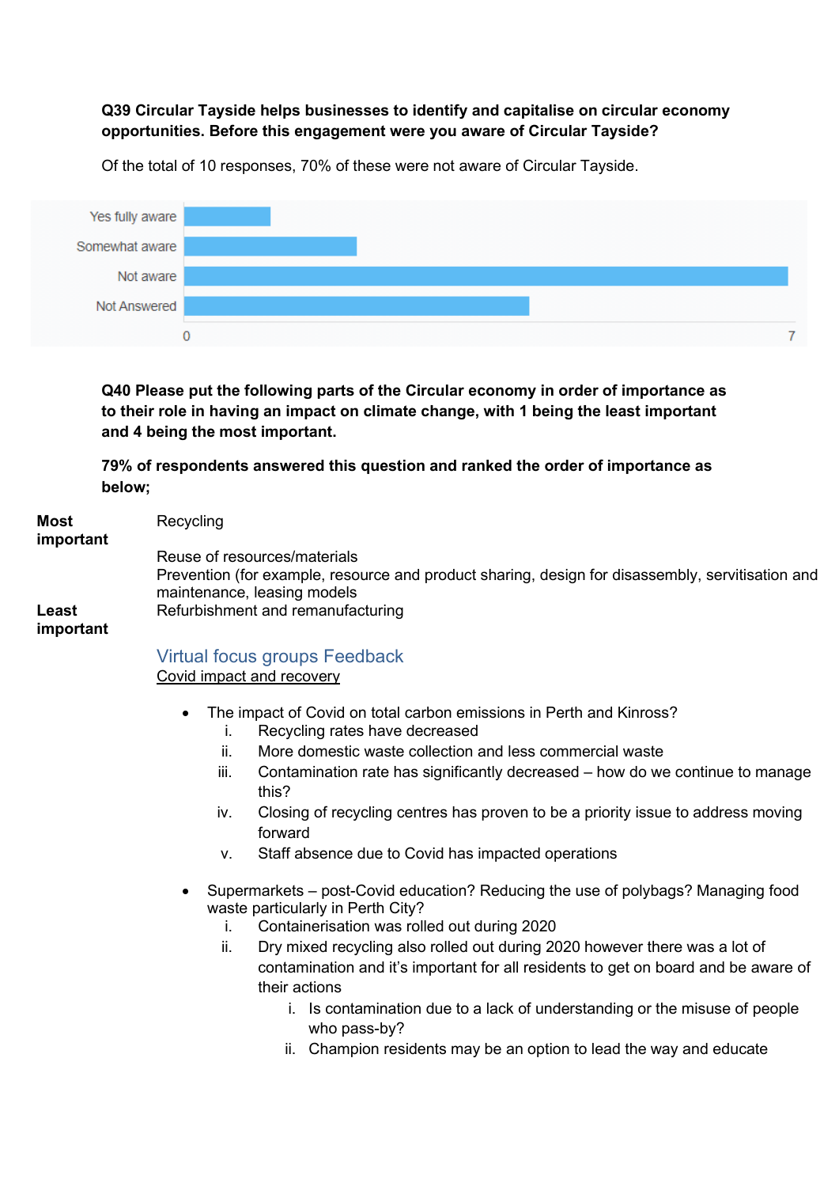**Q39 Circular Tayside helps businesses to identify and capitalise on circular economy opportunities. Before this engagement were you aware of Circular Tayside?**

Of the total of 10 responses, 70% of these were not aware of Circular Tayside.

Yes fully aware
Somewhat aware
Not aware
Not Answered
0
7

**Q40 Please put the following parts of the Circular economy in order of importance as to their role in having an impact on climate change, with 1 being the least important and 4 being the most important.**

**79% of respondents answered this question and ranked the order of importance as below;**

| | |
|---|---|
| **Most important** | Recycling |
| | Reuse of resources/materials |
| | Prevention (for example, resource and product sharing, design for disassembly, servitisation and maintenance, leasing models |
| **Least important** | Refurbishment and remanufacturing |

## Virtual focus groups Feedback

Covid impact and recovery

- The impact of Covid on total carbon emissions in Perth and Kinross?
  i. Recycling rates have decreased
  ii. More domestic waste collection and less commercial waste
  iii. Contamination rate has significantly decreased – how do we continue to manage this?
  iv. Closing of recycling centres has proven to be a priority issue to address moving forward
  v. Staff absence due to Covid has impacted operations

- Supermarkets – post-Covid education? Reducing the use of polybags? Managing food waste particularly in Perth City?
  i. Containerisation was rolled out during 2020
  ii. Dry mixed recycling also rolled out during 2020 however there was a lot of contamination and it's important for all residents to get on board and be aware of their actions
     i. Is contamination due to a lack of understanding or the misuse of people who pass-by?
     ii. Champion residents may be an option to lead the way and educate